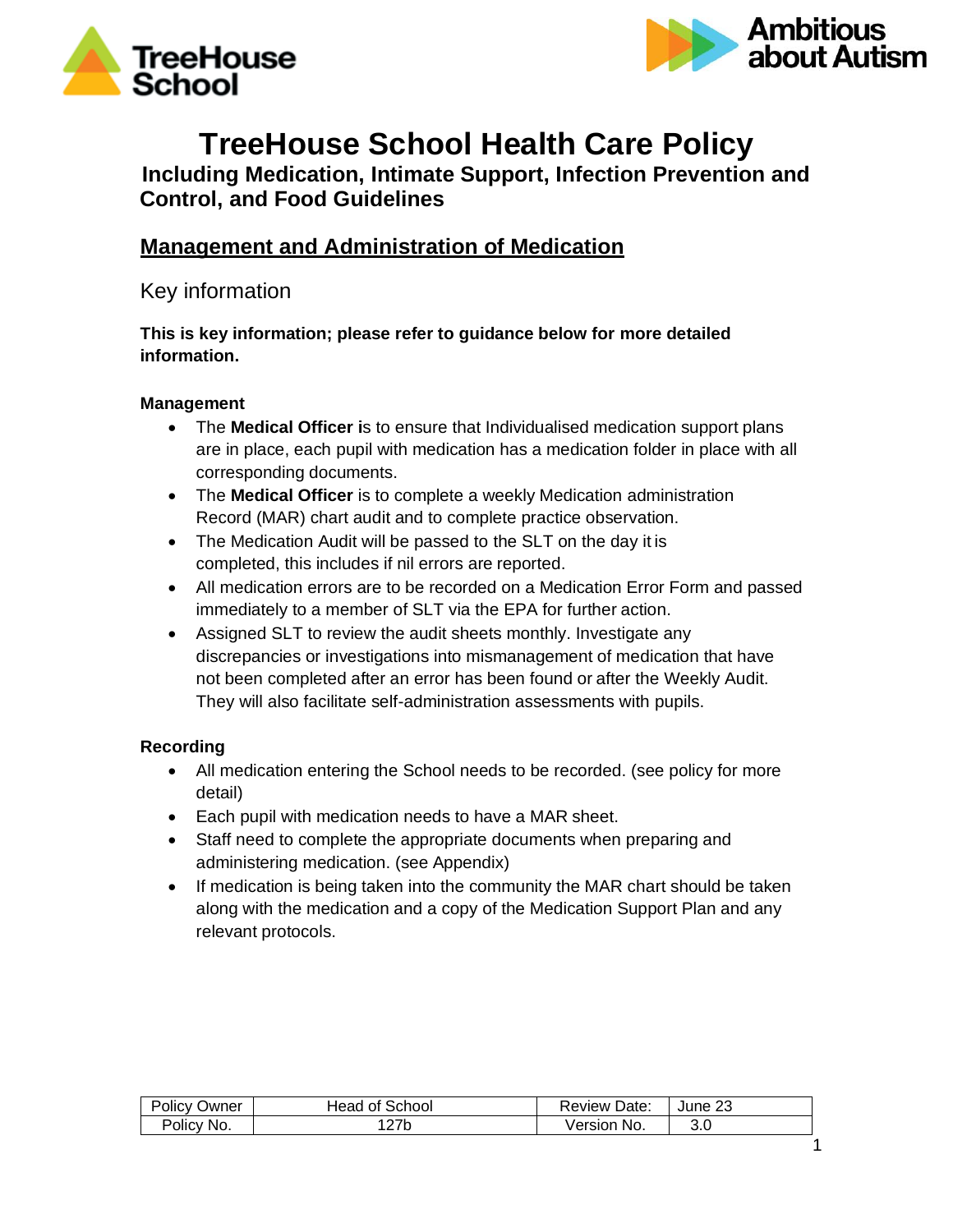# TreeHouse School Health Care Policy

**Including Medication, Intimate Support, Infection Prevention and Control, and Food Guidelines**

## Management and Administration of Medication

### Key information

**This is key information; please refer to guidance below for more detailed information.**

**Management**

- The **Medical Officer i**s to ensure that Individualised medication support plans are in place, each pupil with medication has a medication folder in place with all corresponding documents.
- The **Medical Officer** is to complete a weekly Medication administration Record (MAR) chart audit and to complete practice observation.
- The Medication Audit will be passed to the SLT on the day it is completed, this includes if nil errors are reported.
- All medication errors are to be recorded on a Medication Error Form and passed immediately to a member of SLT via the EPA for further action.
- Assigned SLT to review the audit sheets monthly. Investigate any discrepancies or investigations into mismanagement of medication that have not been completed after an error has been found or after the Weekly Audit. They will also facilitate self-administration assessments with pupils.

**Recording**

- All medication entering the School needs to be recorded. (see policy for more detail)
- Each pupil with medication needs to have a MAR sheet.
- Staff need to complete the appropriate documents when preparing and administering medication. (see Appendix)
- If medication is being taken into the community the MAR chart should be taken along with the medication and a copy of the Medication Support Plan and any relevant protocols.

| Policy Owner | Head of School | Review Date: | June 23 |
|---|---|---|---|
| Policy No. | 127b | Version No. | 3.0 |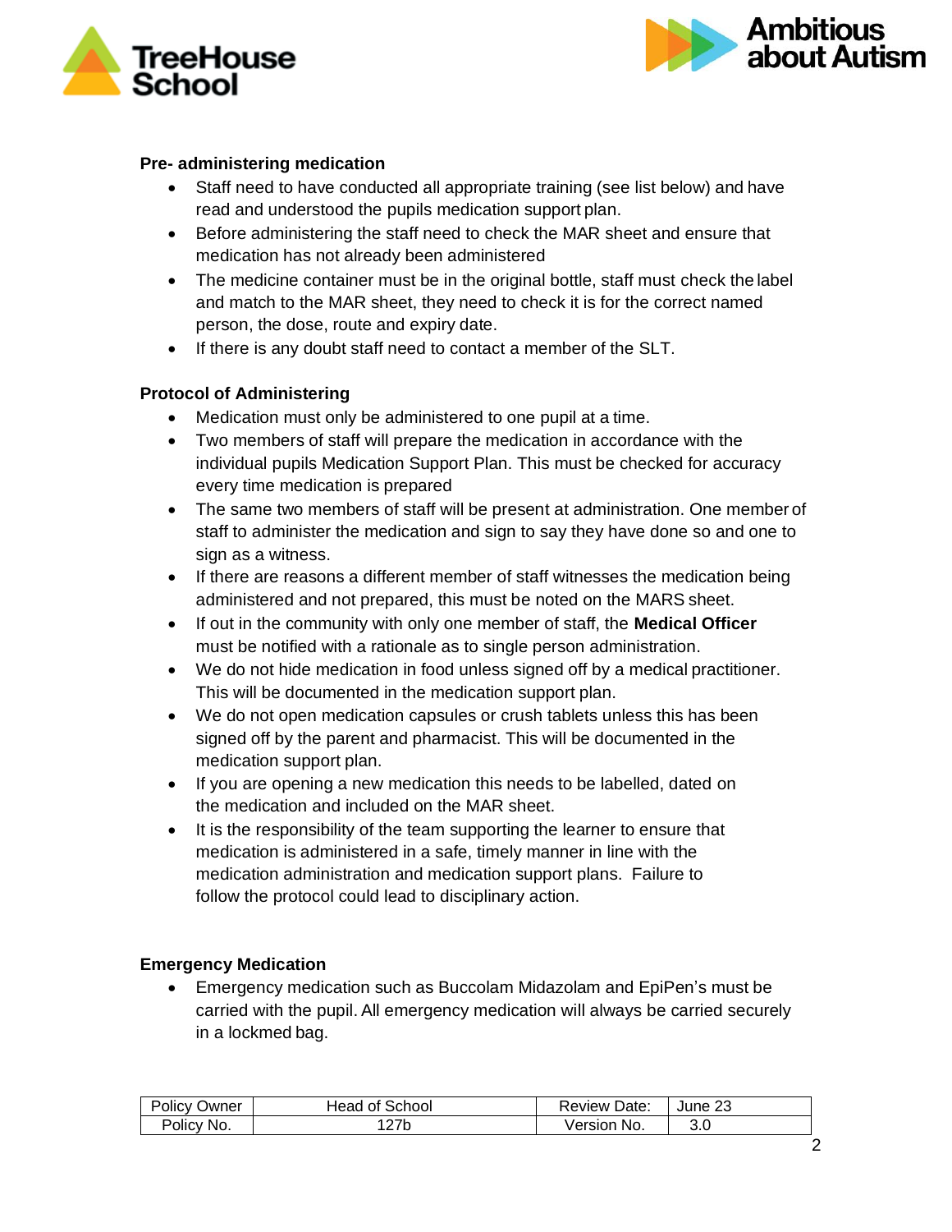**Pre- administering medication**

- Staff need to have conducted all appropriate training (see list below) and have read and understood the pupils medication support plan.
- Before administering the staff need to check the MAR sheet and ensure that medication has not already been administered
- The medicine container must be in the original bottle, staff must check the label and match to the MAR sheet, they need to check it is for the correct named person, the dose, route and expiry date.
- If there is any doubt staff need to contact a member of the SLT.

**Protocol of Administering**

- Medication must only be administered to one pupil at a time.
- Two members of staff will prepare the medication in accordance with the individual pupils Medication Support Plan. This must be checked for accuracy every time medication is prepared
- The same two members of staff will be present at administration. One member of staff to administer the medication and sign to say they have done so and one to sign as a witness.
- If there are reasons a different member of staff witnesses the medication being administered and not prepared, this must be noted on the MARS sheet.
- If out in the community with only one member of staff, the **Medical Officer** must be notified with a rationale as to single person administration.
- We do not hide medication in food unless signed off by a medical practitioner. This will be documented in the medication support plan.
- We do not open medication capsules or crush tablets unless this has been signed off by the parent and pharmacist. This will be documented in the medication support plan.
- If you are opening a new medication this needs to be labelled, dated on the medication and included on the MAR sheet.
- It is the responsibility of the team supporting the learner to ensure that medication is administered in a safe, timely manner in line with the medication administration and medication support plans. Failure to follow the protocol could lead to disciplinary action.

**Emergency Medication**

- Emergency medication such as Buccolam Midazolam and EpiPen's must be carried with the pupil. All emergency medication will always be carried securely in a lockmed bag.

| Policy Owner | Head of School | Review Date: | June 23 |
|---|---|---|---|
| Policy No. | 127b | Version No. | 3.0 |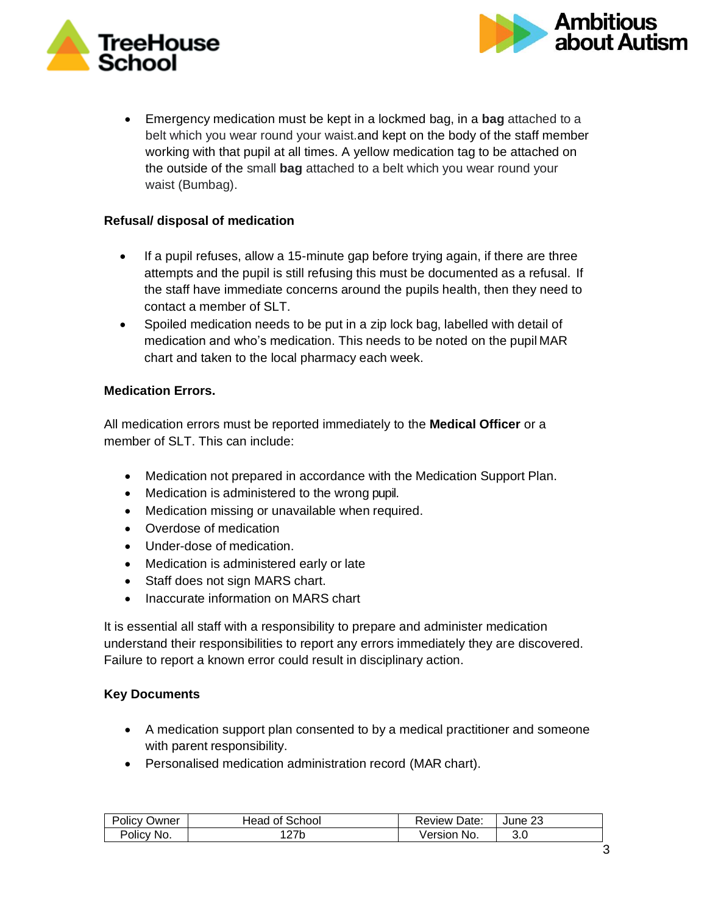- Emergency medication must be kept in a lockmed bag, in a **bag** attached to a belt which you wear round your waist.and kept on the body of the staff member working with that pupil at all times. A yellow medication tag to be attached on the outside of the small **bag** attached to a belt which you wear round your waist (Bumbag).

**Refusal/ disposal of medication**

- If a pupil refuses, allow a 15-minute gap before trying again, if there are three attempts and the pupil is still refusing this must be documented as a refusal. If the staff have immediate concerns around the pupils health, then they need to contact a member of SLT.
- Spoiled medication needs to be put in a zip lock bag, labelled with detail of medication and who's medication. This needs to be noted on the pupil MAR chart and taken to the local pharmacy each week.

**Medication Errors.**

All medication errors must be reported immediately to the **Medical Officer** or a member of SLT. This can include:

- Medication not prepared in accordance with the Medication Support Plan.
- Medication is administered to the wrong pupil.
- Medication missing or unavailable when required.
- Overdose of medication
- Under-dose of medication.
- Medication is administered early or late
- Staff does not sign MARS chart.
- Inaccurate information on MARS chart

It is essential all staff with a responsibility to prepare and administer medication understand their responsibilities to report any errors immediately they are discovered. Failure to report a known error could result in disciplinary action.

**Key Documents**

- A medication support plan consented to by a medical practitioner and someone with parent responsibility.
- Personalised medication administration record (MAR chart).

| Policy Owner | Head of School | Review Date: | June 23 |
|---|---|---|---|
| Policy No. | 127b | Version No. | 3.0 |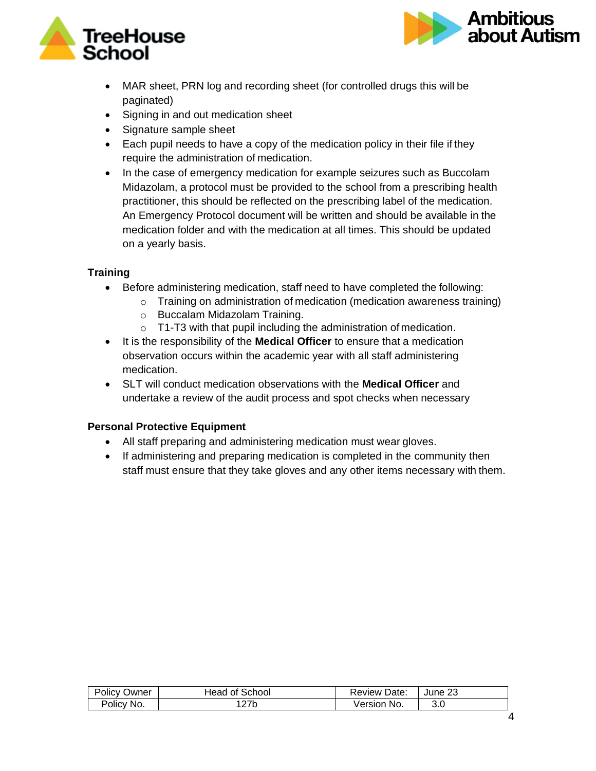- MAR sheet, PRN log and recording sheet (for controlled drugs this will be paginated)
- Signing in and out medication sheet
- Signature sample sheet
- Each pupil needs to have a copy of the medication policy in their file if they require the administration of medication.
- In the case of emergency medication for example seizures such as Buccolam Midazolam, a protocol must be provided to the school from a prescribing health practitioner, this should be reflected on the prescribing label of the medication. An Emergency Protocol document will be written and should be available in the medication folder and with the medication at all times. This should be updated on a yearly basis.

**Training**

- Before administering medication, staff need to have completed the following:
  - Training on administration of medication (medication awareness training)
  - Buccalam Midazolam Training.
  - T1-T3 with that pupil including the administration of medication.
- It is the responsibility of the **Medical Officer** to ensure that a medication observation occurs within the academic year with all staff administering medication.
- SLT will conduct medication observations with the **Medical Officer** and undertake a review of the audit process and spot checks when necessary

**Personal Protective Equipment**

- All staff preparing and administering medication must wear gloves.
- If administering and preparing medication is completed in the community then staff must ensure that they take gloves and any other items necessary with them.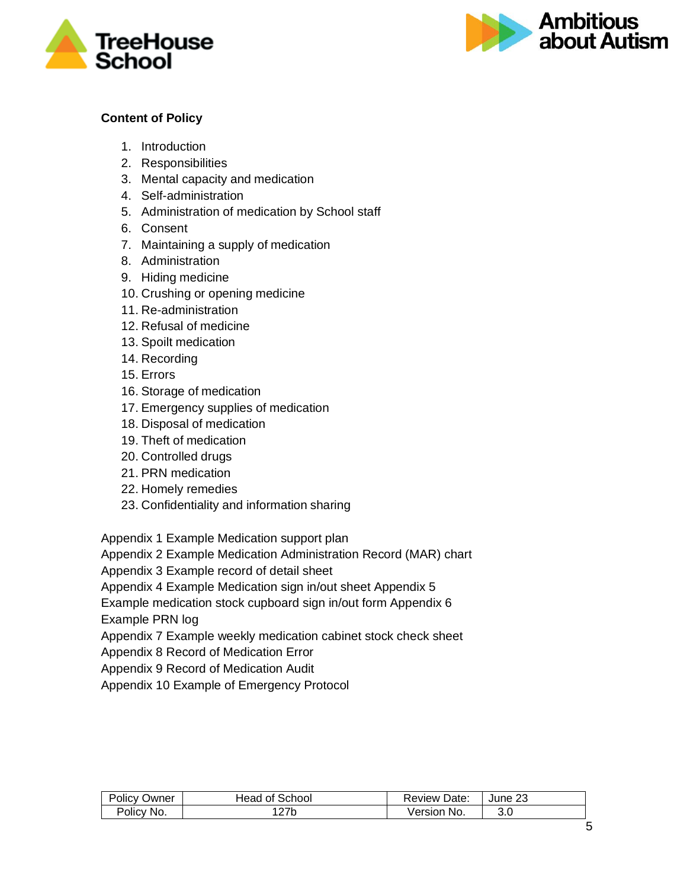**Content of Policy**

1. Introduction
2. Responsibilities
3. Mental capacity and medication
4. Self-administration
5. Administration of medication by School staff
6. Consent
7. Maintaining a supply of medication
8. Administration
9. Hiding medicine
10. Crushing or opening medicine
11. Re-administration
12. Refusal of medicine
13. Spoilt medication
14. Recording
15. Errors
16. Storage of medication
17. Emergency supplies of medication
18. Disposal of medication
19. Theft of medication
20. Controlled drugs
21. PRN medication
22. Homely remedies
23. Confidentiality and information sharing

Appendix 1 Example Medication support plan
Appendix 2 Example Medication Administration Record (MAR) chart
Appendix 3 Example record of detail sheet
Appendix 4 Example Medication sign in/out sheet Appendix 5
Example medication stock cupboard sign in/out form Appendix 6
Example PRN log
Appendix 7 Example weekly medication cabinet stock check sheet
Appendix 8 Record of Medication Error
Appendix 9 Record of Medication Audit
Appendix 10 Example of Emergency Protocol

| Policy Owner | Head of School | Review Date: | June 23 |
|---|---|---|---|
| Policy No. | 127b | Version No. | 3.0 |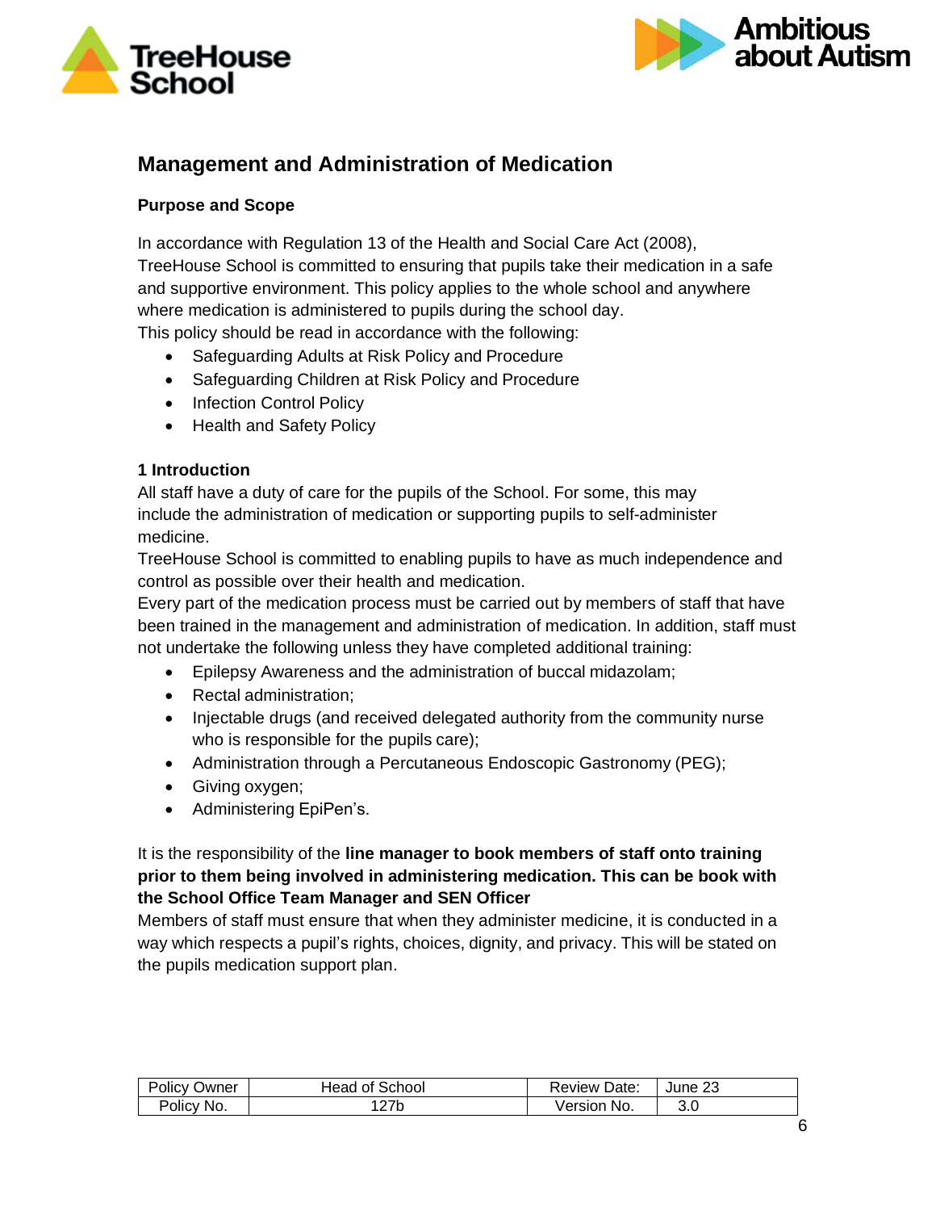## Management and Administration of Medication

### Purpose and Scope

In accordance with Regulation 13 of the Health and Social Care Act (2008), TreeHouse School is committed to ensuring that pupils take their medication in a safe and supportive environment. This policy applies to the whole school and anywhere where medication is administered to pupils during the school day.
This policy should be read in accordance with the following:

- Safeguarding Adults at Risk Policy and Procedure
- Safeguarding Children at Risk Policy and Procedure
- Infection Control Policy
- Health and Safety Policy

### 1 Introduction

All staff have a duty of care for the pupils of the School. For some, this may include the administration of medication or supporting pupils to self-administer medicine.
TreeHouse School is committed to enabling pupils to have as much independence and control as possible over their health and medication.
Every part of the medication process must be carried out by members of staff that have been trained in the management and administration of medication. In addition, staff must not undertake the following unless they have completed additional training:

- Epilepsy Awareness and the administration of buccal midazolam;
- Rectal administration;
- Injectable drugs (and received delegated authority from the community nurse who is responsible for the pupils care);
- Administration through a Percutaneous Endoscopic Gastronomy (PEG);
- Giving oxygen;
- Administering EpiPen's.

It is the responsibility of the **line manager to book members of staff onto training prior to them being involved in administering medication. This can be book with the School Office Team Manager and SEN Officer**
Members of staff must ensure that when they administer medicine, it is conducted in a way which respects a pupil's rights, choices, dignity, and privacy. This will be stated on the pupils medication support plan.

| Policy Owner | Head of School | Review Date: | June 23 |
|---|---|---|---|
| Policy No. | 127b | Version No. | 3.0 |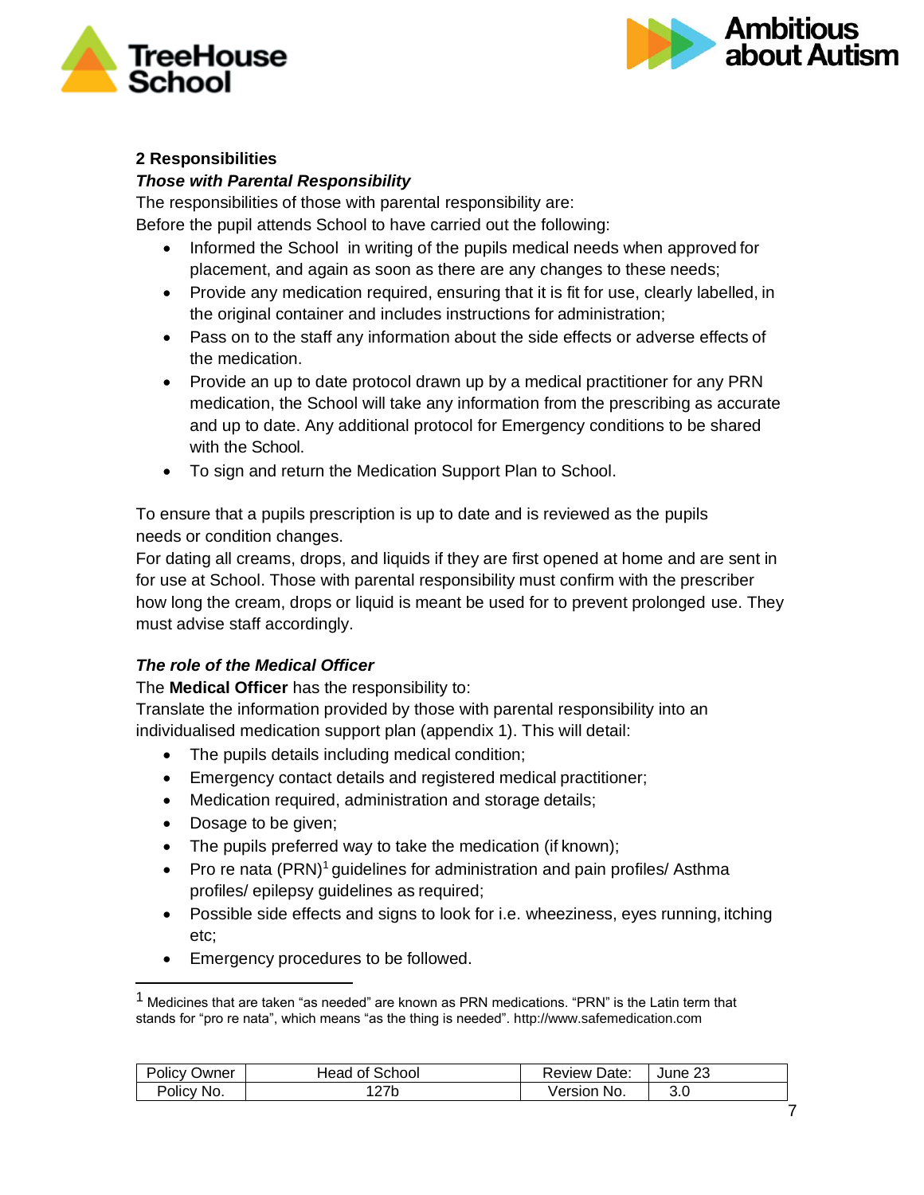## 2 Responsibilities

***Those with Parental Responsibility***

The responsibilities of those with parental responsibility are:

Before the pupil attends School to have carried out the following:

- Informed the School in writing of the pupils medical needs when approved for placement, and again as soon as there are any changes to these needs;
- Provide any medication required, ensuring that it is fit for use, clearly labelled, in the original container and includes instructions for administration;
- Pass on to the staff any information about the side effects or adverse effects of the medication.
- Provide an up to date protocol drawn up by a medical practitioner for any PRN medication, the School will take any information from the prescribing as accurate and up to date. Any additional protocol for Emergency conditions to be shared with the School.
- To sign and return the Medication Support Plan to School.

To ensure that a pupils prescription is up to date and is reviewed as the pupils needs or condition changes.

For dating all creams, drops, and liquids if they are first opened at home and are sent in for use at School. Those with parental responsibility must confirm with the prescriber how long the cream, drops or liquid is meant be used for to prevent prolonged use. They must advise staff accordingly.

***The role of the Medical Officer***

The **Medical Officer** has the responsibility to:

Translate the information provided by those with parental responsibility into an individualised medication support plan (appendix 1). This will detail:

- The pupils details including medical condition;
- Emergency contact details and registered medical practitioner;
- Medication required, administration and storage details;
- Dosage to be given;
- The pupils preferred way to take the medication (if known);
- Pro re nata (PRN)[1] guidelines for administration and pain profiles/ Asthma profiles/ epilepsy guidelines as required;
- Possible side effects and signs to look for i.e. wheeziness, eyes running, itching etc;
- Emergency procedures to be followed.

---

[1] Medicines that are taken "as needed" are known as PRN medications. "PRN" is the Latin term that stands for "pro re nata", which means "as the thing is needed". http://www.safemedication.com

| Policy Owner | Head of School | Review Date: | June 23 |
|---|---|---|---|
| Policy No. | 127b | Version No. | 3.0 |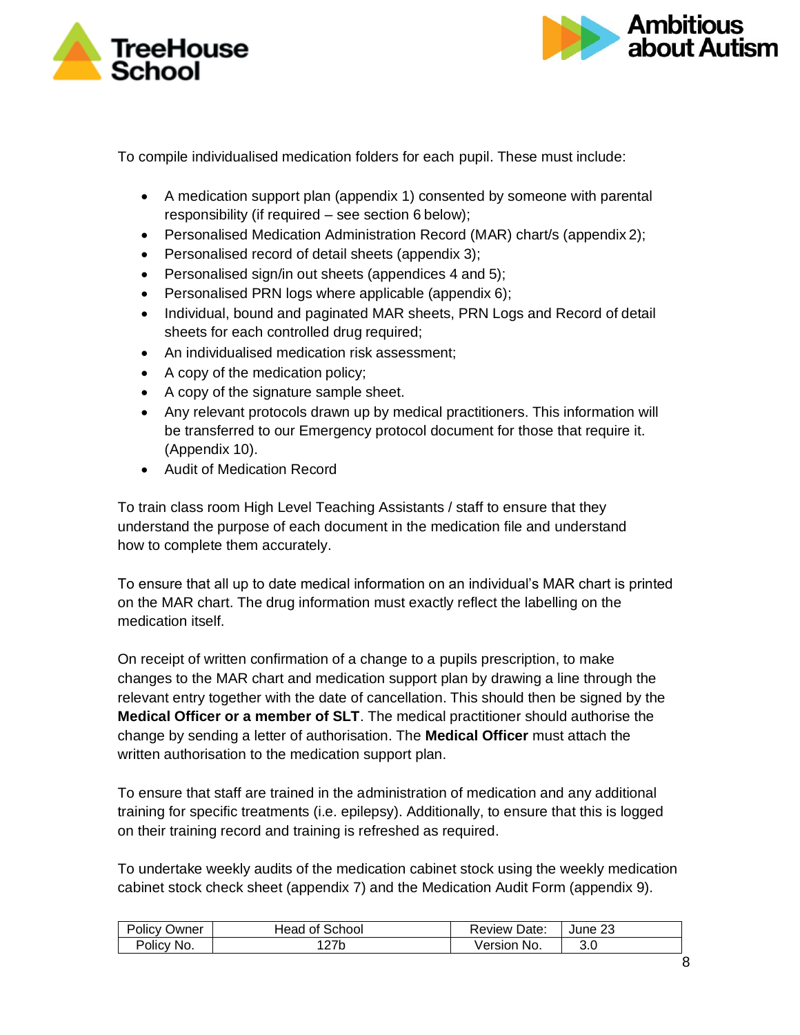To compile individualised medication folders for each pupil. These must include:

- A medication support plan (appendix 1) consented by someone with parental responsibility (if required – see section 6 below);
- Personalised Medication Administration Record (MAR) chart/s (appendix 2);
- Personalised record of detail sheets (appendix 3);
- Personalised sign/in out sheets (appendices 4 and 5);
- Personalised PRN logs where applicable (appendix 6);
- Individual, bound and paginated MAR sheets, PRN Logs and Record of detail sheets for each controlled drug required;
- An individualised medication risk assessment;
- A copy of the medication policy;
- A copy of the signature sample sheet.
- Any relevant protocols drawn up by medical practitioners. This information will be transferred to our Emergency protocol document for those that require it. (Appendix 10).
- Audit of Medication Record

To train class room High Level Teaching Assistants / staff to ensure that they understand the purpose of each document in the medication file and understand how to complete them accurately.

To ensure that all up to date medical information on an individual's MAR chart is printed on the MAR chart. The drug information must exactly reflect the labelling on the medication itself.

On receipt of written confirmation of a change to a pupils prescription, to make changes to the MAR chart and medication support plan by drawing a line through the relevant entry together with the date of cancellation. This should then be signed by the **Medical Officer or a member of SLT**. The medical practitioner should authorise the change by sending a letter of authorisation. The **Medical Officer** must attach the written authorisation to the medication support plan.

To ensure that staff are trained in the administration of medication and any additional training for specific treatments (i.e. epilepsy). Additionally, to ensure that this is logged on their training record and training is refreshed as required.

To undertake weekly audits of the medication cabinet stock using the weekly medication cabinet stock check sheet (appendix 7) and the Medication Audit Form (appendix 9).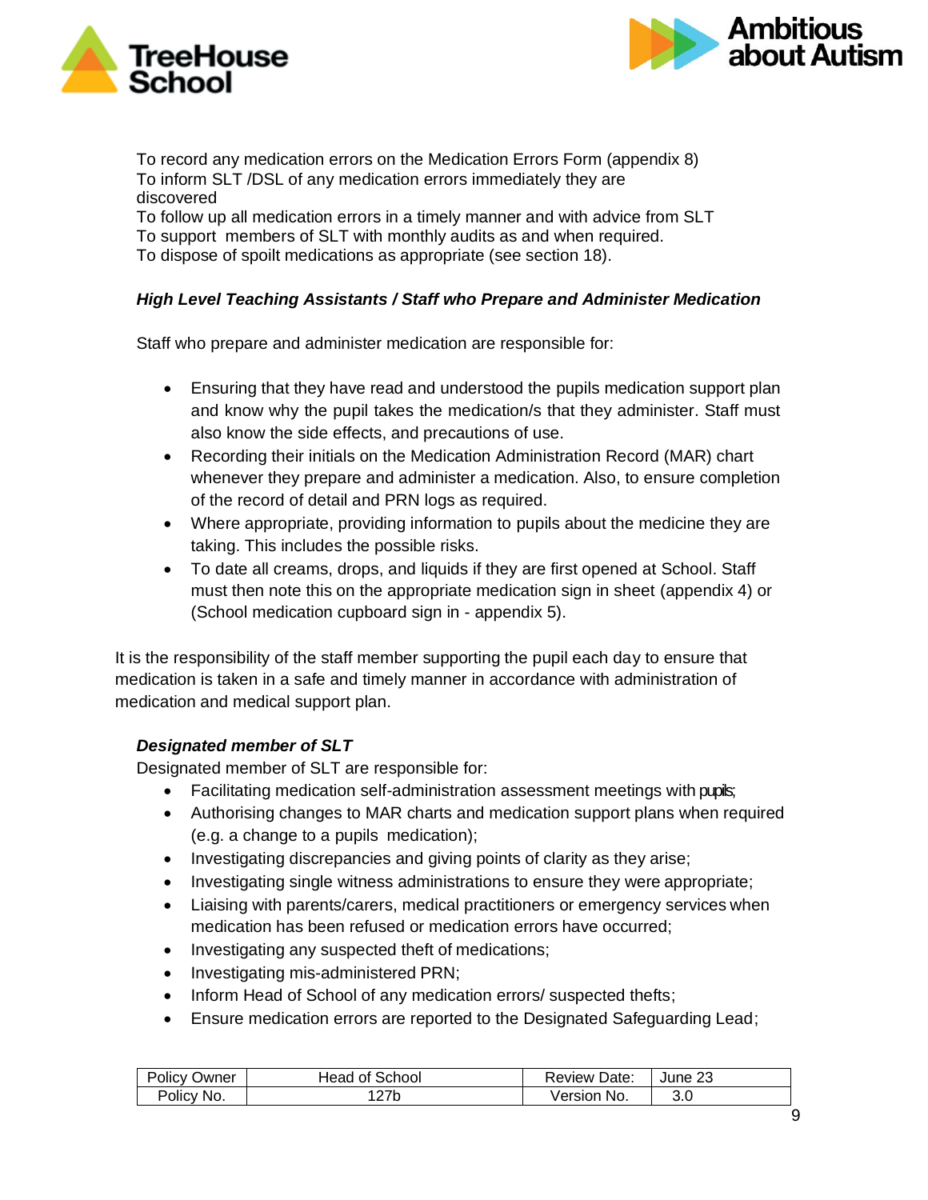To record any medication errors on the Medication Errors Form (appendix 8)
To inform SLT /DSL of any medication errors immediately they are discovered
To follow up all medication errors in a timely manner and with advice from SLT
To support members of SLT with monthly audits as and when required.
To dispose of spoilt medications as appropriate (see section 18).

***High Level Teaching Assistants / Staff who Prepare and Administer Medication***

Staff who prepare and administer medication are responsible for:

- Ensuring that they have read and understood the pupils medication support plan and know why the pupil takes the medication/s that they administer. Staff must also know the side effects, and precautions of use.
- Recording their initials on the Medication Administration Record (MAR) chart whenever they prepare and administer a medication. Also, to ensure completion of the record of detail and PRN logs as required.
- Where appropriate, providing information to pupils about the medicine they are taking. This includes the possible risks.
- To date all creams, drops, and liquids if they are first opened at School. Staff must then note this on the appropriate medication sign in sheet (appendix 4) or (School medication cupboard sign in - appendix 5).

It is the responsibility of the staff member supporting the pupil each day to ensure that medication is taken in a safe and timely manner in accordance with administration of medication and medical support plan.

***Designated member of SLT***

Designated member of SLT are responsible for:

- Facilitating medication self-administration assessment meetings with pupils;
- Authorising changes to MAR charts and medication support plans when required (e.g. a change to a pupils medication);
- Investigating discrepancies and giving points of clarity as they arise;
- Investigating single witness administrations to ensure they were appropriate;
- Liaising with parents/carers, medical practitioners or emergency services when medication has been refused or medication errors have occurred;
- Investigating any suspected theft of medications;
- Investigating mis-administered PRN;
- Inform Head of School of any medication errors/ suspected thefts;
- Ensure medication errors are reported to the Designated Safeguarding Lead;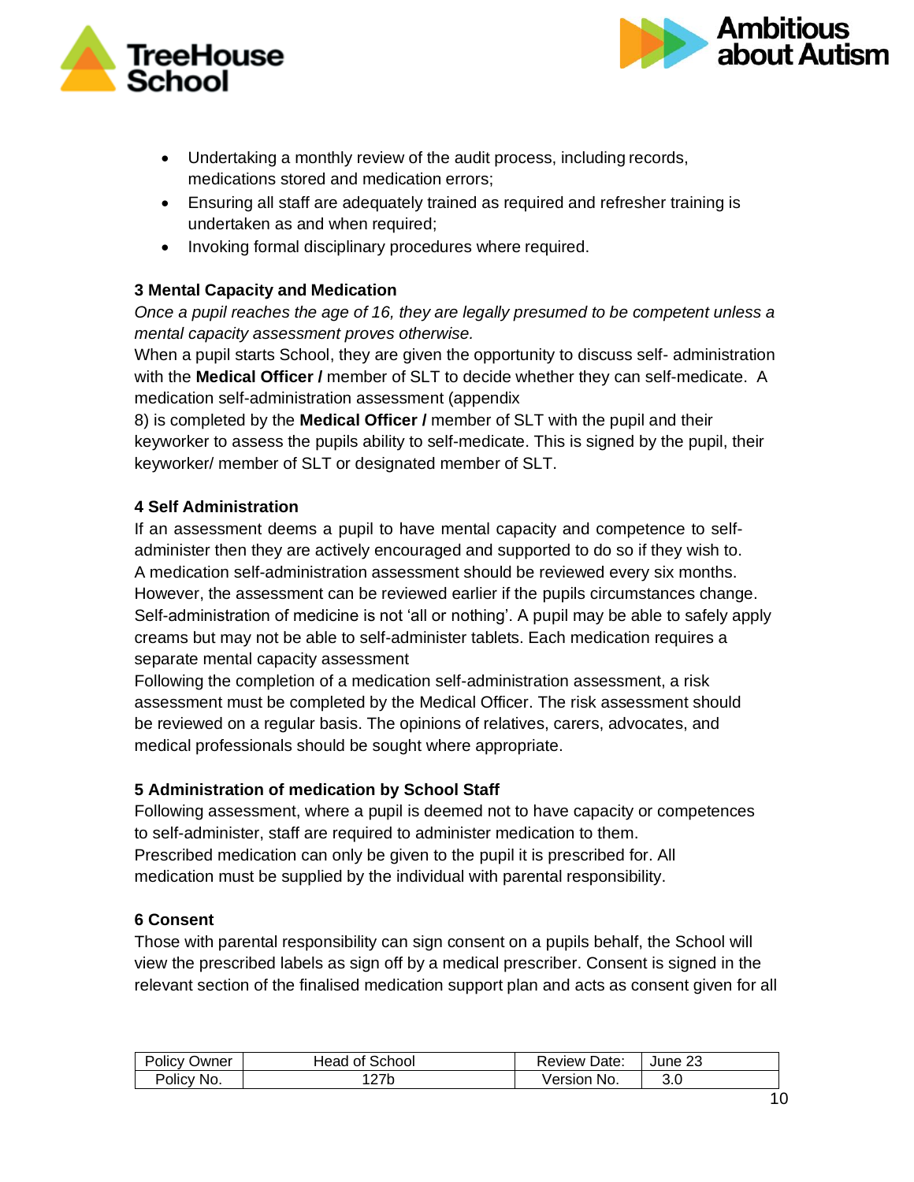- Undertaking a monthly review of the audit process, including records, medications stored and medication errors;
- Ensuring all staff are adequately trained as required and refresher training is undertaken as and when required;
- Invoking formal disciplinary procedures where required.

### 3 Mental Capacity and Medication

*Once a pupil reaches the age of 16, they are legally presumed to be competent unless a mental capacity assessment proves otherwise.*

When a pupil starts School, they are given the opportunity to discuss self- administration with the **Medical Officer /** member of SLT to decide whether they can self-medicate. A medication self-administration assessment (appendix 8) is completed by the **Medical Officer /** member of SLT with the pupil and their keyworker to assess the pupils ability to self-medicate. This is signed by the pupil, their keyworker/ member of SLT or designated member of SLT.

### 4 Self Administration

If an assessment deems a pupil to have mental capacity and competence to self-administer then they are actively encouraged and supported to do so if they wish to.
A medication self-administration assessment should be reviewed every six months. However, the assessment can be reviewed earlier if the pupils circumstances change.
Self-administration of medicine is not 'all or nothing'. A pupil may be able to safely apply creams but may not be able to self-administer tablets. Each medication requires a separate mental capacity assessment
Following the completion of a medication self-administration assessment, a risk assessment must be completed by the Medical Officer. The risk assessment should be reviewed on a regular basis. The opinions of relatives, carers, advocates, and medical professionals should be sought where appropriate.

### 5 Administration of medication by School Staff

Following assessment, where a pupil is deemed not to have capacity or competences to self-administer, staff are required to administer medication to them.
Prescribed medication can only be given to the pupil it is prescribed for. All medication must be supplied by the individual with parental responsibility.

### 6 Consent

Those with parental responsibility can sign consent on a pupils behalf, the School will view the prescribed labels as sign off by a medical prescriber. Consent is signed in the relevant section of the finalised medication support plan and acts as consent given for all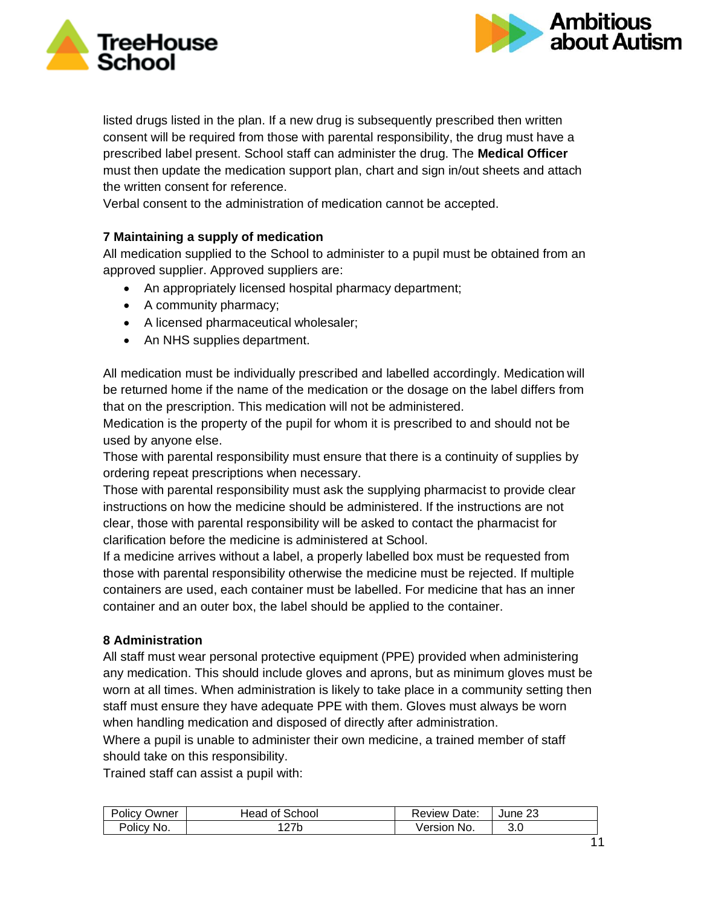listed drugs listed in the plan. If a new drug is subsequently prescribed then written consent will be required from those with parental responsibility, the drug must have a prescribed label present. School staff can administer the drug. The **Medical Officer** must then update the medication support plan, chart and sign in/out sheets and attach the written consent for reference.
Verbal consent to the administration of medication cannot be accepted.

### 7 Maintaining a supply of medication

All medication supplied to the School to administer to a pupil must be obtained from an approved supplier. Approved suppliers are:

- An appropriately licensed hospital pharmacy department;
- A community pharmacy;
- A licensed pharmaceutical wholesaler;
- An NHS supplies department.

All medication must be individually prescribed and labelled accordingly. Medication will be returned home if the name of the medication or the dosage on the label differs from that on the prescription. This medication will not be administered.
Medication is the property of the pupil for whom it is prescribed to and should not be used by anyone else.
Those with parental responsibility must ensure that there is a continuity of supplies by ordering repeat prescriptions when necessary.
Those with parental responsibility must ask the supplying pharmacist to provide clear instructions on how the medicine should be administered. If the instructions are not clear, those with parental responsibility will be asked to contact the pharmacist for clarification before the medicine is administered at School.
If a medicine arrives without a label, a properly labelled box must be requested from those with parental responsibility otherwise the medicine must be rejected. If multiple containers are used, each container must be labelled. For medicine that has an inner container and an outer box, the label should be applied to the container.

### 8 Administration

All staff must wear personal protective equipment (PPE) provided when administering any medication. This should include gloves and aprons, but as minimum gloves must be worn at all times. When administration is likely to take place in a community setting then staff must ensure they have adequate PPE with them. Gloves must always be worn when handling medication and disposed of directly after administration.
Where a pupil is unable to administer their own medicine, a trained member of staff should take on this responsibility.
Trained staff can assist a pupil with: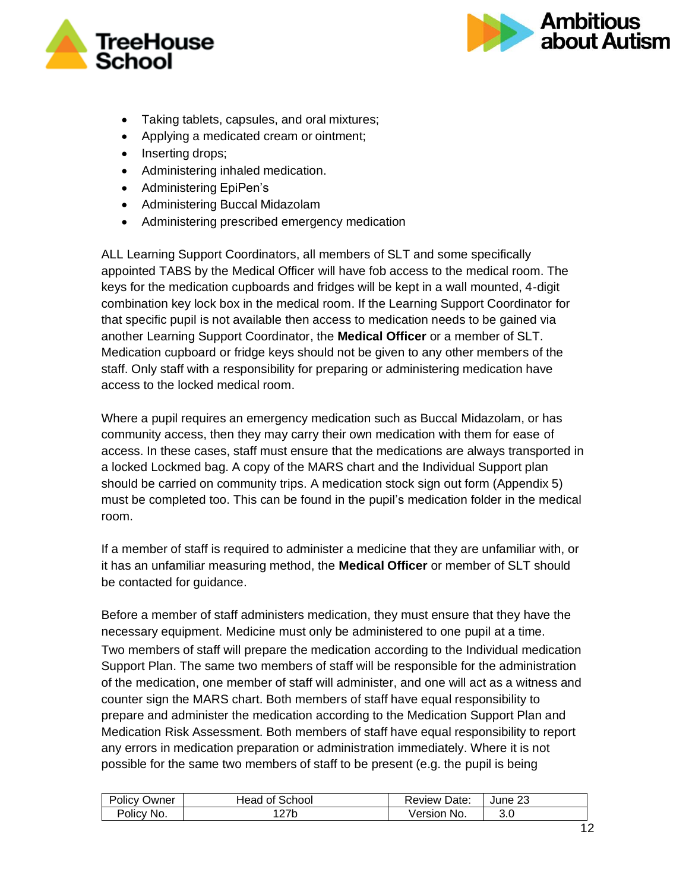- Taking tablets, capsules, and oral mixtures;
- Applying a medicated cream or ointment;
- Inserting drops;
- Administering inhaled medication.
- Administering EpiPen's
- Administering Buccal Midazolam
- Administering prescribed emergency medication

ALL Learning Support Coordinators, all members of SLT and some specifically appointed TABS by the Medical Officer will have fob access to the medical room. The keys for the medication cupboards and fridges will be kept in a wall mounted, 4-digit combination key lock box in the medical room. If the Learning Support Coordinator for that specific pupil is not available then access to medication needs to be gained via another Learning Support Coordinator, the **Medical Officer** or a member of SLT. Medication cupboard or fridge keys should not be given to any other members of the staff. Only staff with a responsibility for preparing or administering medication have access to the locked medical room.

Where a pupil requires an emergency medication such as Buccal Midazolam, or has community access, then they may carry their own medication with them for ease of access. In these cases, staff must ensure that the medications are always transported in a locked Lockmed bag. A copy of the MARS chart and the Individual Support plan should be carried on community trips. A medication stock sign out form (Appendix 5) must be completed too. This can be found in the pupil's medication folder in the medical room.

If a member of staff is required to administer a medicine that they are unfamiliar with, or it has an unfamiliar measuring method, the **Medical Officer** or member of SLT should be contacted for guidance.

Before a member of staff administers medication, they must ensure that they have the necessary equipment. Medicine must only be administered to one pupil at a time. Two members of staff will prepare the medication according to the Individual medication Support Plan. The same two members of staff will be responsible for the administration of the medication, one member of staff will administer, and one will act as a witness and counter sign the MARS chart. Both members of staff have equal responsibility to prepare and administer the medication according to the Medication Support Plan and Medication Risk Assessment. Both members of staff have equal responsibility to report any errors in medication preparation or administration immediately. Where it is not possible for the same two members of staff to be present (e.g. the pupil is being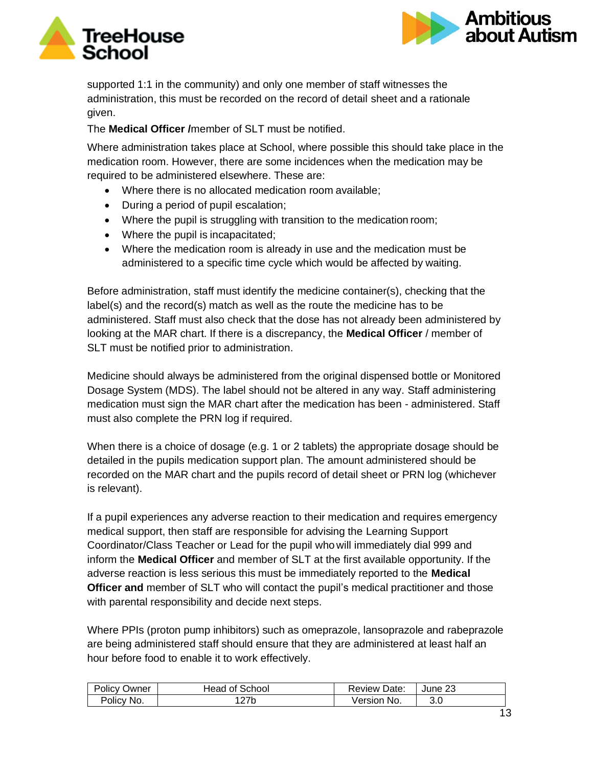supported 1:1 in the community) and only one member of staff witnesses the administration, this must be recorded on the record of detail sheet and a rationale given.

The **Medical Officer /**member of SLT must be notified.

Where administration takes place at School, where possible this should take place in the medication room. However, there are some incidences when the medication may be required to be administered elsewhere. These are:

- Where there is no allocated medication room available;
- During a period of pupil escalation;
- Where the pupil is struggling with transition to the medication room;
- Where the pupil is incapacitated;
- Where the medication room is already in use and the medication must be administered to a specific time cycle which would be affected by waiting.

Before administration, staff must identify the medicine container(s), checking that the label(s) and the record(s) match as well as the route the medicine has to be administered. Staff must also check that the dose has not already been administered by looking at the MAR chart. If there is a discrepancy, the **Medical Officer** / member of SLT must be notified prior to administration.

Medicine should always be administered from the original dispensed bottle or Monitored Dosage System (MDS). The label should not be altered in any way. Staff administering medication must sign the MAR chart after the medication has been - administered. Staff must also complete the PRN log if required.

When there is a choice of dosage (e.g. 1 or 2 tablets) the appropriate dosage should be detailed in the pupils medication support plan. The amount administered should be recorded on the MAR chart and the pupils record of detail sheet or PRN log (whichever is relevant).

If a pupil experiences any adverse reaction to their medication and requires emergency medical support, then staff are responsible for advising the Learning Support Coordinator/Class Teacher or Lead for the pupil who will immediately dial 999 and inform the **Medical Officer** and member of SLT at the first available opportunity. If the adverse reaction is less serious this must be immediately reported to the **Medical Officer and** member of SLT who will contact the pupil's medical practitioner and those with parental responsibility and decide next steps.

Where PPIs (proton pump inhibitors) such as omeprazole, lansoprazole and rabeprazole are being administered staff should ensure that they are administered at least half an hour before food to enable it to work effectively.

| Policy Owner | Head of School | Review Date: | June 23 |
|---|---|---|---|
| Policy No. | 127b | Version No. | 3.0 |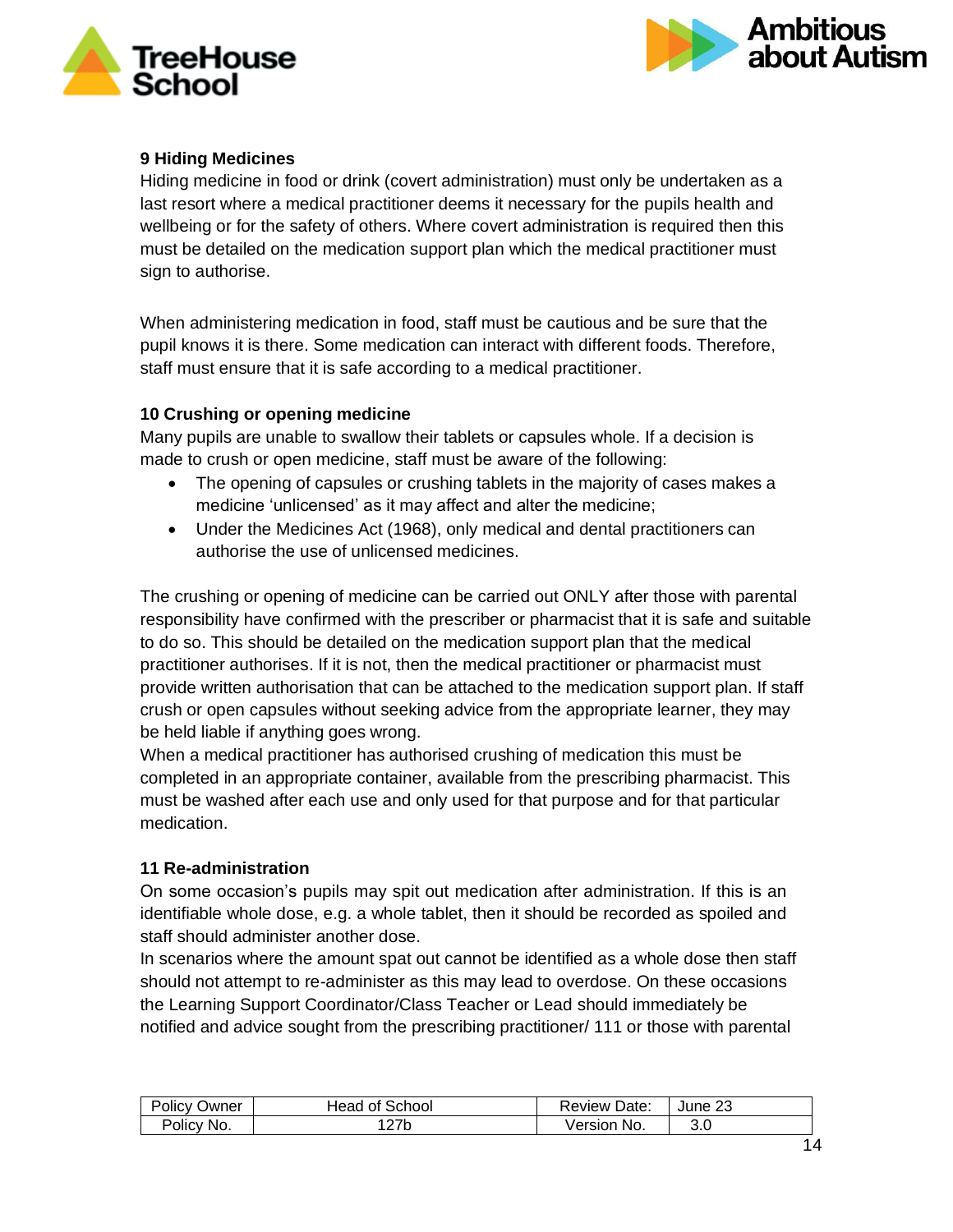### 9 Hiding Medicines

Hiding medicine in food or drink (covert administration) must only be undertaken as a last resort where a medical practitioner deems it necessary for the pupils health and wellbeing or for the safety of others. Where covert administration is required then this must be detailed on the medication support plan which the medical practitioner must sign to authorise.

When administering medication in food, staff must be cautious and be sure that the pupil knows it is there. Some medication can interact with different foods. Therefore, staff must ensure that it is safe according to a medical practitioner.

### 10 Crushing or opening medicine

Many pupils are unable to swallow their tablets or capsules whole. If a decision is made to crush or open medicine, staff must be aware of the following:

- The opening of capsules or crushing tablets in the majority of cases makes a medicine 'unlicensed' as it may affect and alter the medicine;
- Under the Medicines Act (1968), only medical and dental practitioners can authorise the use of unlicensed medicines.

The crushing or opening of medicine can be carried out ONLY after those with parental responsibility have confirmed with the prescriber or pharmacist that it is safe and suitable to do so. This should be detailed on the medication support plan that the medical practitioner authorises. If it is not, then the medical practitioner or pharmacist must provide written authorisation that can be attached to the medication support plan. If staff crush or open capsules without seeking advice from the appropriate learner, they may be held liable if anything goes wrong.

When a medical practitioner has authorised crushing of medication this must be completed in an appropriate container, available from the prescribing pharmacist. This must be washed after each use and only used for that purpose and for that particular medication.

### 11 Re-administration

On some occasion's pupils may spit out medication after administration. If this is an identifiable whole dose, e.g. a whole tablet, then it should be recorded as spoiled and staff should administer another dose.

In scenarios where the amount spat out cannot be identified as a whole dose then staff should not attempt to re-administer as this may lead to overdose. On these occasions the Learning Support Coordinator/Class Teacher or Lead should immediately be notified and advice sought from the prescribing practitioner/ 111 or those with parental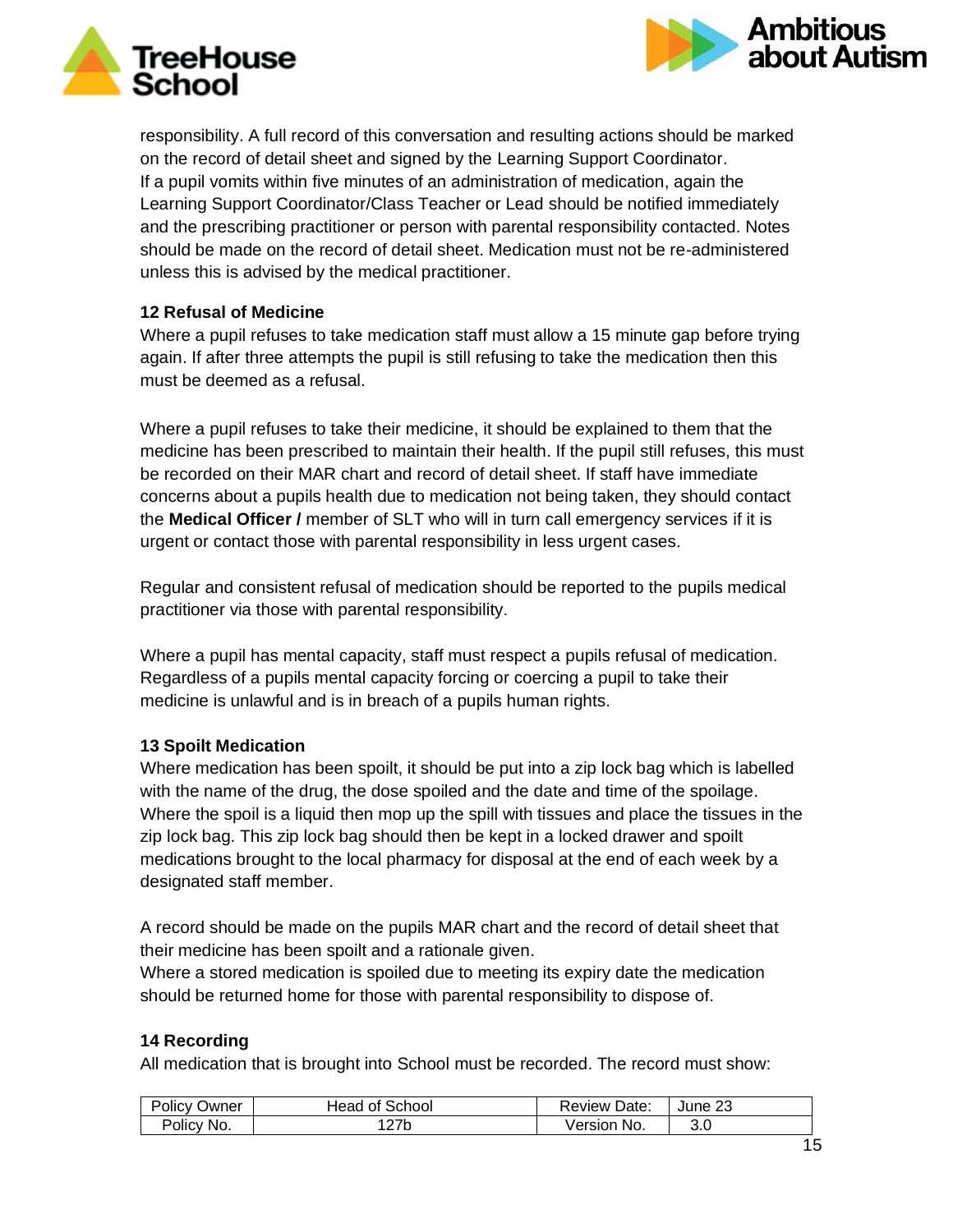responsibility. A full record of this conversation and resulting actions should be marked on the record of detail sheet and signed by the Learning Support Coordinator.
If a pupil vomits within five minutes of an administration of medication, again the Learning Support Coordinator/Class Teacher or Lead should be notified immediately and the prescribing practitioner or person with parental responsibility contacted. Notes should be made on the record of detail sheet. Medication must not be re-administered unless this is advised by the medical practitioner.

### 12 Refusal of Medicine

Where a pupil refuses to take medication staff must allow a 15 minute gap before trying again. If after three attempts the pupil is still refusing to take the medication then this must be deemed as a refusal.

Where a pupil refuses to take their medicine, it should be explained to them that the medicine has been prescribed to maintain their health. If the pupil still refuses, this must be recorded on their MAR chart and record of detail sheet. If staff have immediate concerns about a pupils health due to medication not being taken, they should contact the **Medical Officer /** member of SLT who will in turn call emergency services if it is urgent or contact those with parental responsibility in less urgent cases.

Regular and consistent refusal of medication should be reported to the pupils medical practitioner via those with parental responsibility.

Where a pupil has mental capacity, staff must respect a pupils refusal of medication. Regardless of a pupils mental capacity forcing or coercing a pupil to take their medicine is unlawful and is in breach of a pupils human rights.

### 13 Spoilt Medication

Where medication has been spoilt, it should be put into a zip lock bag which is labelled with the name of the drug, the dose spoiled and the date and time of the spoilage. Where the spoil is a liquid then mop up the spill with tissues and place the tissues in the zip lock bag. This zip lock bag should then be kept in a locked drawer and spoilt medications brought to the local pharmacy for disposal at the end of each week by a designated staff member.

A record should be made on the pupils MAR chart and the record of detail sheet that their medicine has been spoilt and a rationale given.
Where a stored medication is spoiled due to meeting its expiry date the medication should be returned home for those with parental responsibility to dispose of.

### 14 Recording

All medication that is brought into School must be recorded. The record must show: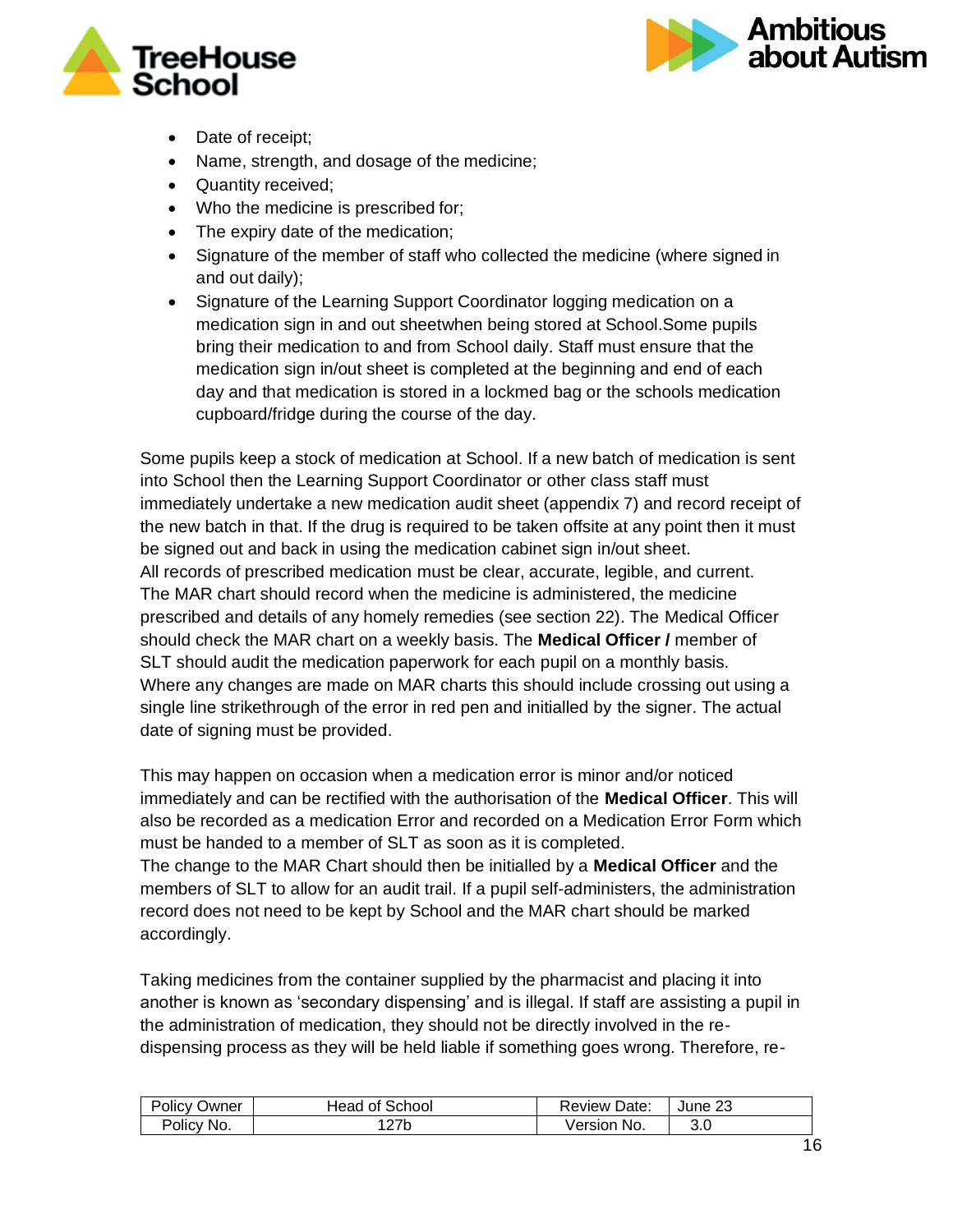- Date of receipt;
- Name, strength, and dosage of the medicine;
- Quantity received;
- Who the medicine is prescribed for;
- The expiry date of the medication;
- Signature of the member of staff who collected the medicine (where signed in and out daily);
- Signature of the Learning Support Coordinator logging medication on a medication sign in and out sheetwhen being stored at School.Some pupils bring their medication to and from School daily. Staff must ensure that the medication sign in/out sheet is completed at the beginning and end of each day and that medication is stored in a lockmed bag or the schools medication cupboard/fridge during the course of the day.

Some pupils keep a stock of medication at School. If a new batch of medication is sent into School then the Learning Support Coordinator or other class staff must immediately undertake a new medication audit sheet (appendix 7) and record receipt of the new batch in that. If the drug is required to be taken offsite at any point then it must be signed out and back in using the medication cabinet sign in/out sheet.
All records of prescribed medication must be clear, accurate, legible, and current. The MAR chart should record when the medicine is administered, the medicine prescribed and details of any homely remedies (see section 22). The Medical Officer should check the MAR chart on a weekly basis. The **Medical Officer /** member of SLT should audit the medication paperwork for each pupil on a monthly basis.
Where any changes are made on MAR charts this should include crossing out using a single line strikethrough of the error in red pen and initialled by the signer. The actual date of signing must be provided.

This may happen on occasion when a medication error is minor and/or noticed immediately and can be rectified with the authorisation of the **Medical Officer**. This will also be recorded as a medication Error and recorded on a Medication Error Form which must be handed to a member of SLT as soon as it is completed.
The change to the MAR Chart should then be initialled by a **Medical Officer** and the members of SLT to allow for an audit trail. If a pupil self-administers, the administration record does not need to be kept by School and the MAR chart should be marked accordingly.

Taking medicines from the container supplied by the pharmacist and placing it into another is known as 'secondary dispensing' and is illegal. If staff are assisting a pupil in the administration of medication, they should not be directly involved in the re-dispensing process as they will be held liable if something goes wrong. Therefore, re-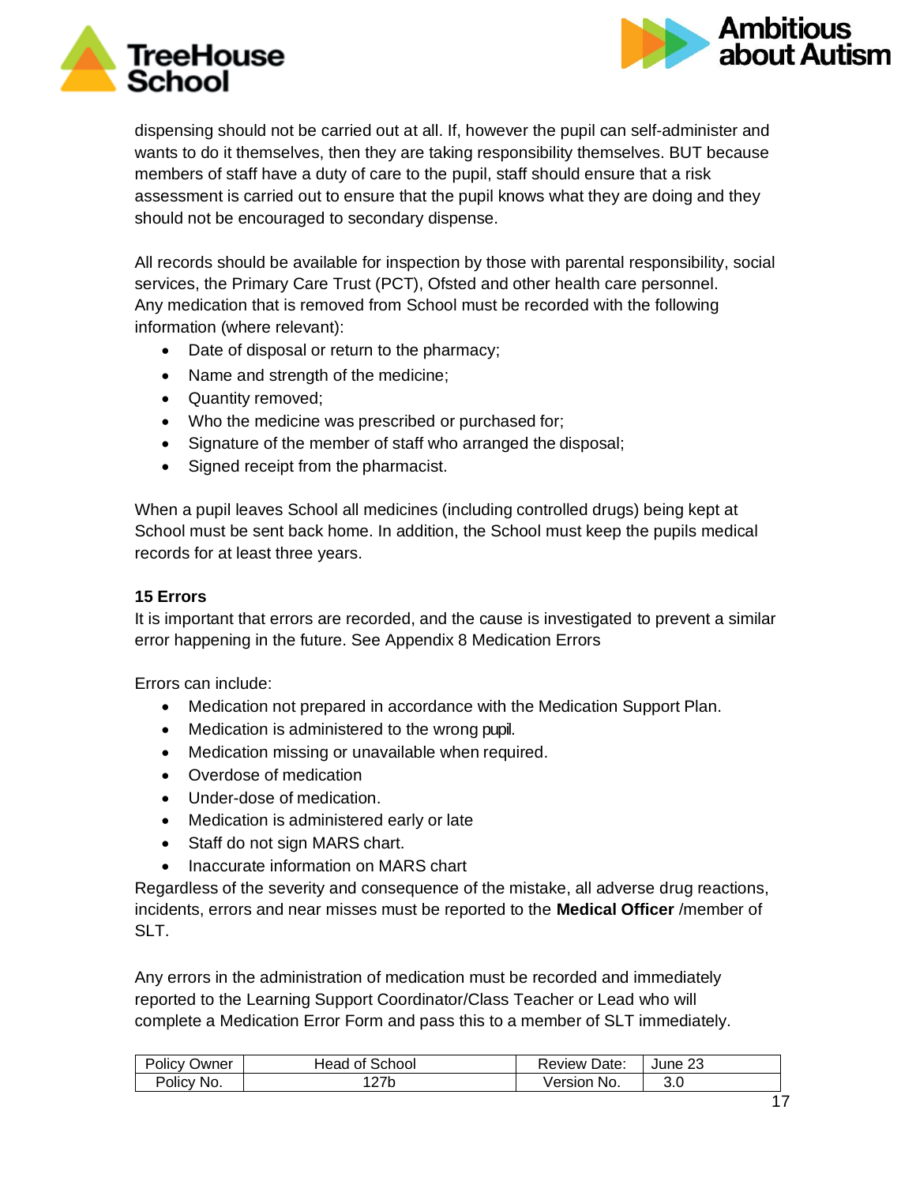dispensing should not be carried out at all. If, however the pupil can self-administer and wants to do it themselves, then they are taking responsibility themselves. BUT because members of staff have a duty of care to the pupil, staff should ensure that a risk assessment is carried out to ensure that the pupil knows what they are doing and they should not be encouraged to secondary dispense.

All records should be available for inspection by those with parental responsibility, social services, the Primary Care Trust (PCT), Ofsted and other health care personnel.
Any medication that is removed from School must be recorded with the following information (where relevant):

- Date of disposal or return to the pharmacy;
- Name and strength of the medicine;
- Quantity removed;
- Who the medicine was prescribed or purchased for;
- Signature of the member of staff who arranged the disposal;
- Signed receipt from the pharmacist.

When a pupil leaves School all medicines (including controlled drugs) being kept at School must be sent back home. In addition, the School must keep the pupils medical records for at least three years.

**15 Errors**

It is important that errors are recorded, and the cause is investigated to prevent a similar error happening in the future. See Appendix 8 Medication Errors

Errors can include:

- Medication not prepared in accordance with the Medication Support Plan.
- Medication is administered to the wrong pupil.
- Medication missing or unavailable when required.
- Overdose of medication
- Under-dose of medication.
- Medication is administered early or late
- Staff do not sign MARS chart.
- Inaccurate information on MARS chart

Regardless of the severity and consequence of the mistake, all adverse drug reactions, incidents, errors and near misses must be reported to the **Medical Officer** /member of SLT.

Any errors in the administration of medication must be recorded and immediately reported to the Learning Support Coordinator/Class Teacher or Lead who will complete a Medication Error Form and pass this to a member of SLT immediately.

| Policy Owner | Head of School | Review Date: | June 23 |
|---|---|---|---|
| Policy No. | 127b | Version No. | 3.0 |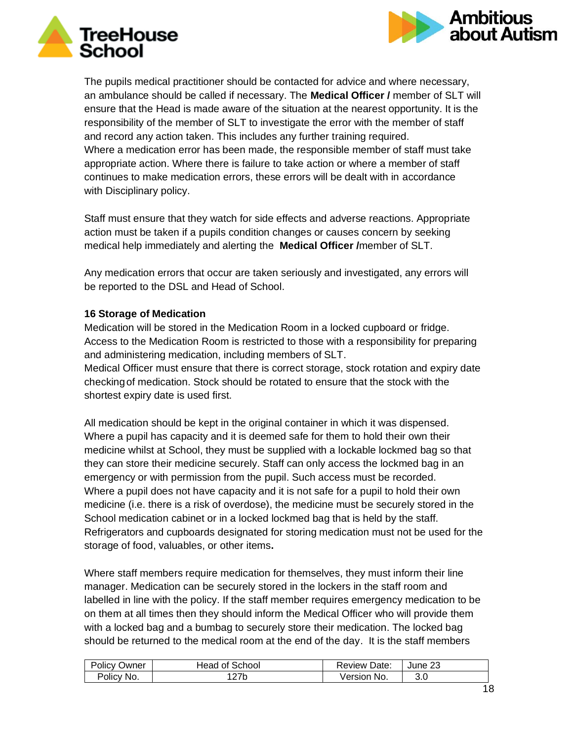The pupils medical practitioner should be contacted for advice and where necessary, an ambulance should be called if necessary. The **Medical Officer /** member of SLT will ensure that the Head is made aware of the situation at the nearest opportunity. It is the responsibility of the member of SLT to investigate the error with the member of staff and record any action taken. This includes any further training required.
Where a medication error has been made, the responsible member of staff must take appropriate action. Where there is failure to take action or where a member of staff continues to make medication errors, these errors will be dealt with in accordance with Disciplinary policy.

Staff must ensure that they watch for side effects and adverse reactions. Appropriate action must be taken if a pupils condition changes or causes concern by seeking medical help immediately and alerting the **Medical Officer /**member of SLT.

Any medication errors that occur are taken seriously and investigated, any errors will be reported to the DSL and Head of School.

### 16 Storage of Medication

Medication will be stored in the Medication Room in a locked cupboard or fridge. Access to the Medication Room is restricted to those with a responsibility for preparing and administering medication, including members of SLT.
Medical Officer must ensure that there is correct storage, stock rotation and expiry date checking of medication. Stock should be rotated to ensure that the stock with the shortest expiry date is used first.

All medication should be kept in the original container in which it was dispensed. Where a pupil has capacity and it is deemed safe for them to hold their own their medicine whilst at School, they must be supplied with a lockable lockmed bag so that they can store their medicine securely. Staff can only access the lockmed bag in an emergency or with permission from the pupil. Such access must be recorded.
Where a pupil does not have capacity and it is not safe for a pupil to hold their own medicine (i.e. there is a risk of overdose), the medicine must be securely stored in the School medication cabinet or in a locked lockmed bag that is held by the staff.
Refrigerators and cupboards designated for storing medication must not be used for the storage of food, valuables, or other items.

Where staff members require medication for themselves, they must inform their line manager. Medication can be securely stored in the lockers in the staff room and labelled in line with the policy. If the staff member requires emergency medication to be on them at all times then they should inform the Medical Officer who will provide them with a locked bag and a bumbag to securely store their medication. The locked bag should be returned to the medical room at the end of the day. It is the staff members

| Policy Owner | Head of School | Review Date: | June 23 |
|---|---|---|---|
| Policy No. | 127b | Version No. | 3.0 |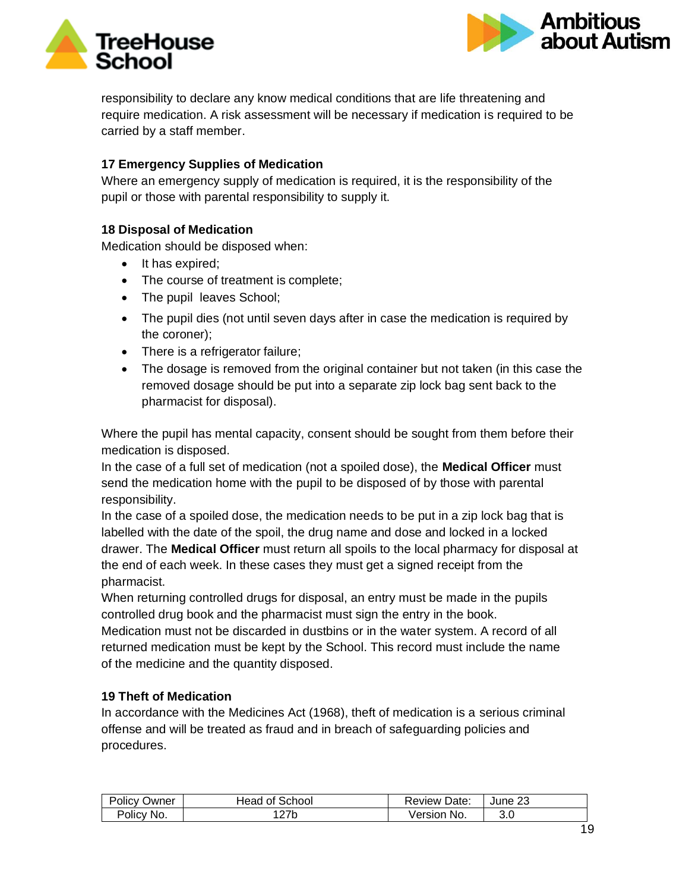responsibility to declare any know medical conditions that are life threatening and require medication. A risk assessment will be necessary if medication is required to be carried by a staff member.

### 17 Emergency Supplies of Medication

Where an emergency supply of medication is required, it is the responsibility of the pupil or those with parental responsibility to supply it.

### 18 Disposal of Medication

Medication should be disposed when:

- It has expired;
- The course of treatment is complete;
- The pupil leaves School;
- The pupil dies (not until seven days after in case the medication is required by the coroner);
- There is a refrigerator failure;
- The dosage is removed from the original container but not taken (in this case the removed dosage should be put into a separate zip lock bag sent back to the pharmacist for disposal).

Where the pupil has mental capacity, consent should be sought from them before their medication is disposed.
In the case of a full set of medication (not a spoiled dose), the **Medical Officer** must send the medication home with the pupil to be disposed of by those with parental responsibility.
In the case of a spoiled dose, the medication needs to be put in a zip lock bag that is labelled with the date of the spoil, the drug name and dose and locked in a locked drawer. The **Medical Officer** must return all spoils to the local pharmacy for disposal at the end of each week. In these cases they must get a signed receipt from the pharmacist.
When returning controlled drugs for disposal, an entry must be made in the pupils controlled drug book and the pharmacist must sign the entry in the book.
Medication must not be discarded in dustbins or in the water system. A record of all returned medication must be kept by the School. This record must include the name of the medicine and the quantity disposed.

### 19 Theft of Medication

In accordance with the Medicines Act (1968), theft of medication is a serious criminal offense and will be treated as fraud and in breach of safeguarding policies and procedures.

| Policy Owner | Head of School | Review Date: | June 23 |
|---|---|---|---|
| Policy No. | 127b | Version No. | 3.0 |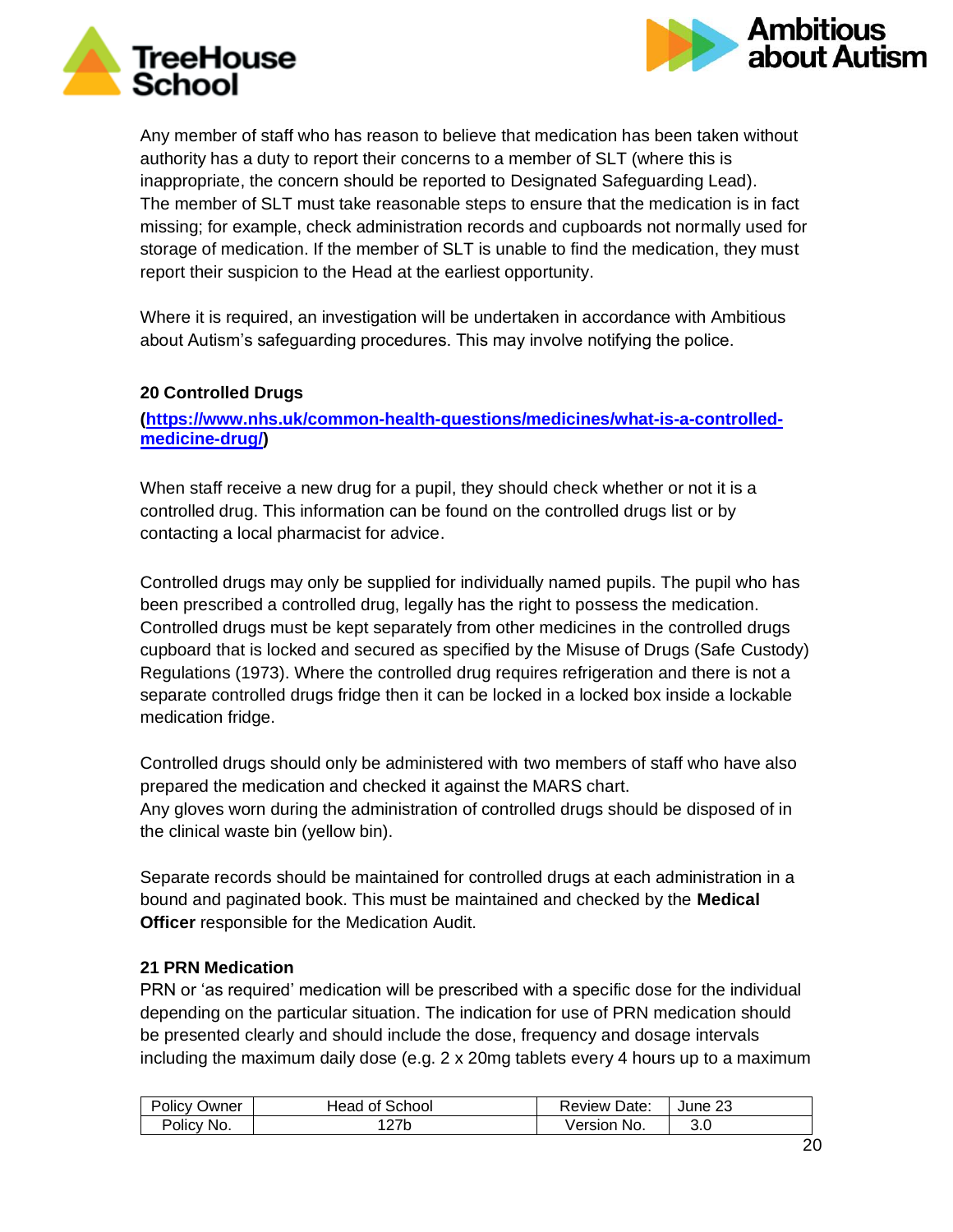Any member of staff who has reason to believe that medication has been taken without authority has a duty to report their concerns to a member of SLT (where this is inappropriate, the concern should be reported to Designated Safeguarding Lead). The member of SLT must take reasonable steps to ensure that the medication is in fact missing; for example, check administration records and cupboards not normally used for storage of medication. If the member of SLT is unable to find the medication, they must report their suspicion to the Head at the earliest opportunity.

Where it is required, an investigation will be undertaken in accordance with Ambitious about Autism's safeguarding procedures. This may involve notifying the police.

### 20 Controlled Drugs

**([https://www.nhs.uk/common-health-questions/medicines/what-is-a-controlled-medicine-drug/](https://www.nhs.uk/common-health-questions/medicines/what-is-a-controlled-medicine-drug/))**

When staff receive a new drug for a pupil, they should check whether or not it is a controlled drug. This information can be found on the controlled drugs list or by contacting a local pharmacist for advice.

Controlled drugs may only be supplied for individually named pupils. The pupil who has been prescribed a controlled drug, legally has the right to possess the medication. Controlled drugs must be kept separately from other medicines in the controlled drugs cupboard that is locked and secured as specified by the Misuse of Drugs (Safe Custody) Regulations (1973). Where the controlled drug requires refrigeration and there is not a separate controlled drugs fridge then it can be locked in a locked box inside a lockable medication fridge.

Controlled drugs should only be administered with two members of staff who have also prepared the medication and checked it against the MARS chart.
Any gloves worn during the administration of controlled drugs should be disposed of in the clinical waste bin (yellow bin).

Separate records should be maintained for controlled drugs at each administration in a bound and paginated book. This must be maintained and checked by the **Medical Officer** responsible for the Medication Audit.

### 21 PRN Medication

PRN or 'as required' medication will be prescribed with a specific dose for the individual depending on the particular situation. The indication for use of PRN medication should be presented clearly and should include the dose, frequency and dosage intervals including the maximum daily dose (e.g. 2 x 20mg tablets every 4 hours up to a maximum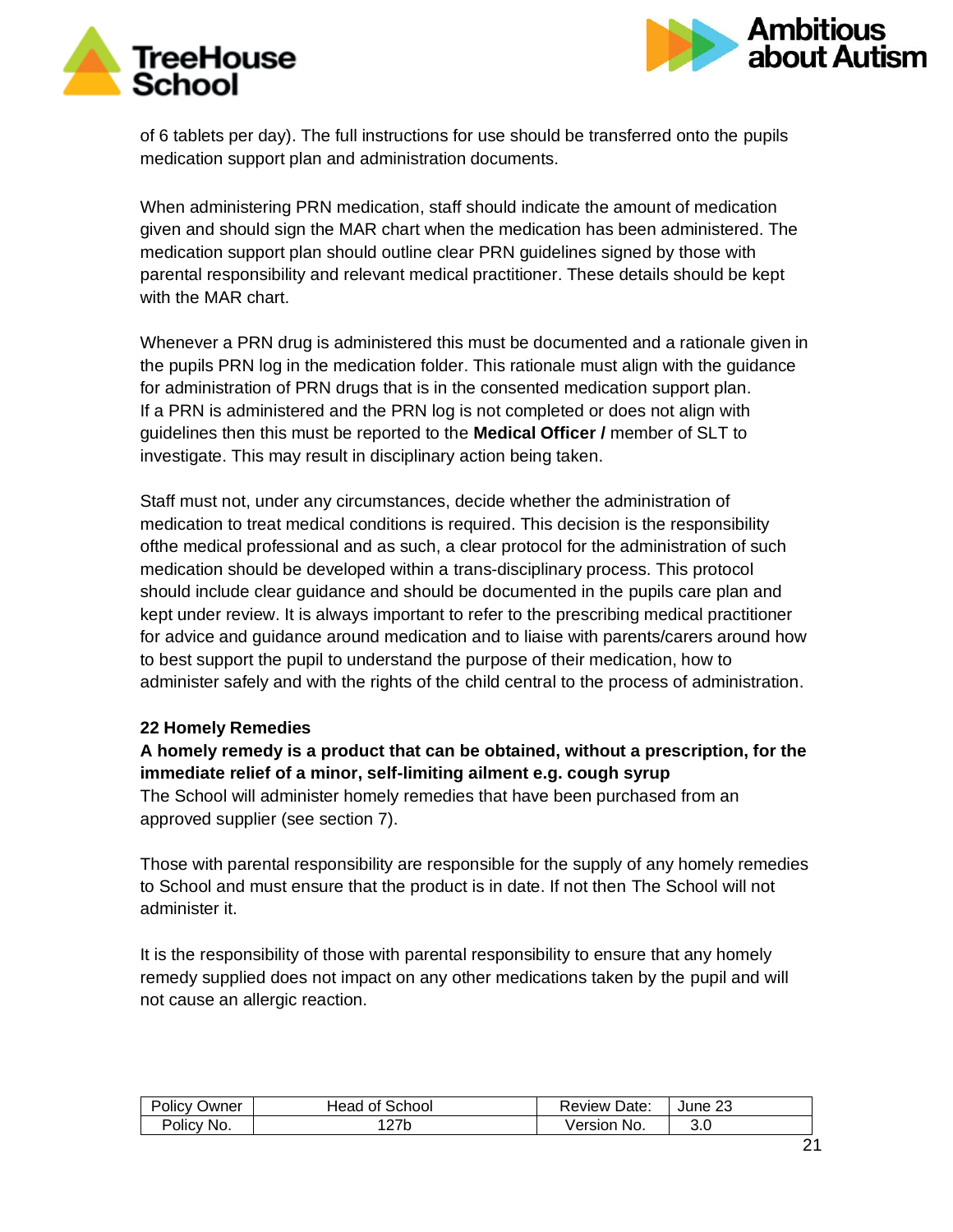of 6 tablets per day). The full instructions for use should be transferred onto the pupils medication support plan and administration documents.

When administering PRN medication, staff should indicate the amount of medication given and should sign the MAR chart when the medication has been administered. The medication support plan should outline clear PRN guidelines signed by those with parental responsibility and relevant medical practitioner. These details should be kept with the MAR chart.

Whenever a PRN drug is administered this must be documented and a rationale given in the pupils PRN log in the medication folder. This rationale must align with the guidance for administration of PRN drugs that is in the consented medication support plan.
If a PRN is administered and the PRN log is not completed or does not align with guidelines then this must be reported to the **Medical Officer /** member of SLT to investigate. This may result in disciplinary action being taken.

Staff must not, under any circumstances, decide whether the administration of medication to treat medical conditions is required. This decision is the responsibility ofthe medical professional and as such, a clear protocol for the administration of such medication should be developed within a trans-disciplinary process. This protocol should include clear guidance and should be documented in the pupils care plan and kept under review. It is always important to refer to the prescribing medical practitioner for advice and guidance around medication and to liaise with parents/carers around how to best support the pupil to understand the purpose of their medication, how to administer safely and with the rights of the child central to the process of administration.

## 22 Homely Remedies

**A homely remedy is a product that can be obtained, without a prescription, for the immediate relief of a minor, self-limiting ailment e.g. cough syrup**

The School will administer homely remedies that have been purchased from an approved supplier (see section 7).

Those with parental responsibility are responsible for the supply of any homely remedies to School and must ensure that the product is in date. If not then The School will not administer it.

It is the responsibility of those with parental responsibility to ensure that any homely remedy supplied does not impact on any other medications taken by the pupil and will not cause an allergic reaction.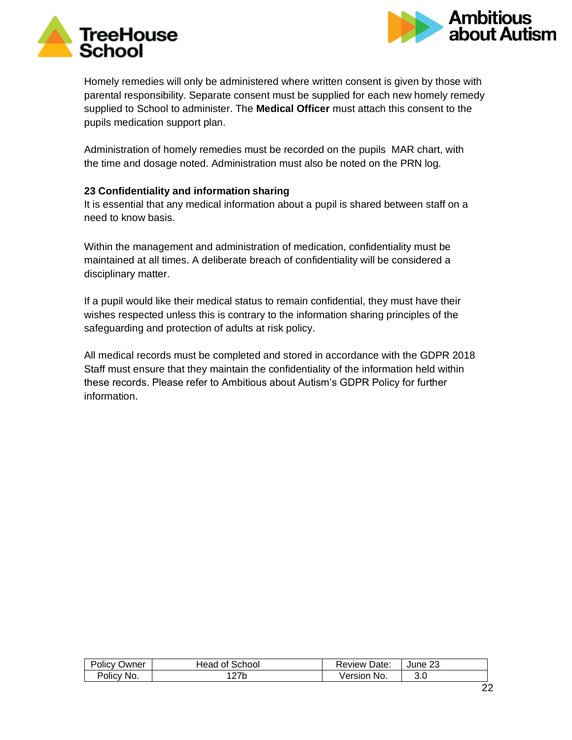Homely remedies will only be administered where written consent is given by those with parental responsibility. Separate consent must be supplied for each new homely remedy supplied to School to administer. The **Medical Officer** must attach this consent to the pupils medication support plan.

Administration of homely remedies must be recorded on the pupils MAR chart, with the time and dosage noted. Administration must also be noted on the PRN log.

**23 Confidentiality and information sharing**

It is essential that any medical information about a pupil is shared between staff on a need to know basis.

Within the management and administration of medication, confidentiality must be maintained at all times. A deliberate breach of confidentiality will be considered a disciplinary matter.

If a pupil would like their medical status to remain confidential, they must have their wishes respected unless this is contrary to the information sharing principles of the safeguarding and protection of adults at risk policy.

All medical records must be completed and stored in accordance with the GDPR 2018 Staff must ensure that they maintain the confidentiality of the information held within these records. Please refer to Ambitious about Autism's GDPR Policy for further information.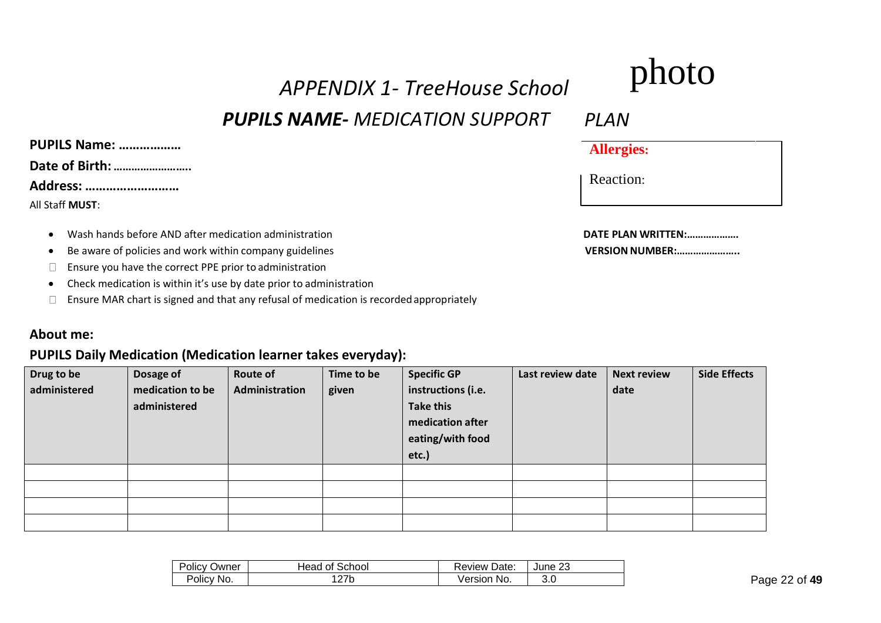# *APPENDIX 1- TreeHouse School*

photo

## ***PUPILS NAME-*** *MEDICATION SUPPORT PLAN*

**PUPILS Name: ………………**

**Date of Birth: ……………………..**

**Address: ………………………**

**Allergies:**

Reaction:

All Staff **MUST**:

- Wash hands before AND after medication administration
- Be aware of policies and work within company guidelines
- Ensure you have the correct PPE prior to administration
- Check medication is within it's use by date prior to administration
- Ensure MAR chart is signed and that any refusal of medication is recorded appropriately

**DATE PLAN WRITTEN:……………….**

**VERSION NUMBER:…………………..**

### About me:

### PUPILS Daily Medication (Medication learner takes everyday):

| Drug to be administered | Dosage of medication to be administered | Route of Administration | Time to be given | Specific GP instructions (i.e. Take this medication after eating/with food etc.) | Last review date | Next review date | Side Effects |
|---|---|---|---|---|---|---|---|
| | | | | | | | |
| | | | | | | | |
| | | | | | | | |
| | | | | | | | |

| Policy Owner | Head of School | Review Date: | June 23 |
|---|---|---|---|
| Policy No. | 127b | Version No. | 3.0 |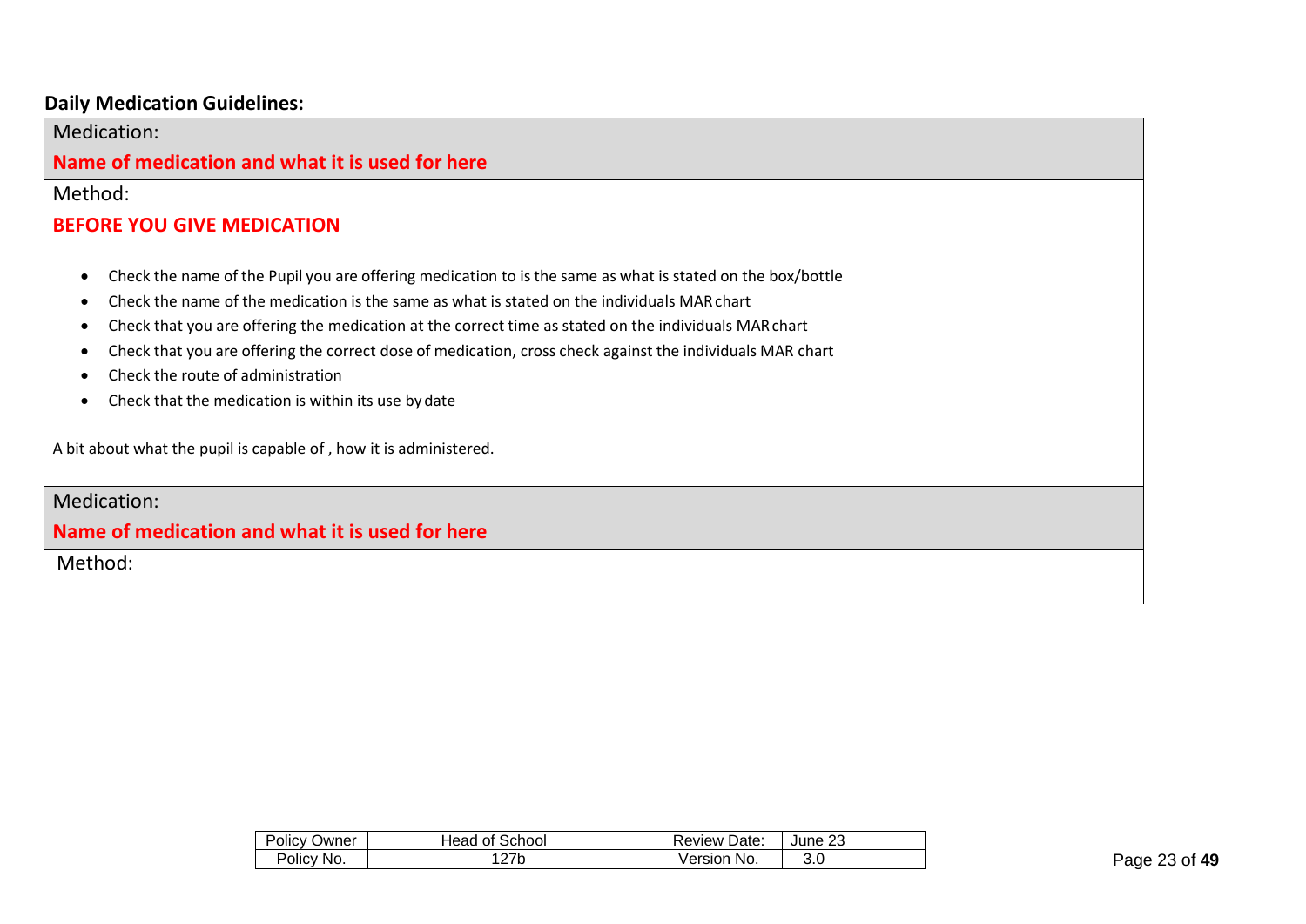**Daily Medication Guidelines:**

| Medication: |
|---|
| **Name of medication and what it is used for here** |
| Method:<br><br>**BEFORE YOU GIVE MEDICATION**<br><br>• Check the name of the Pupil you are offering medication to is the same as what is stated on the box/bottle<br>• Check the name of the medication is the same as what is stated on the individuals MAR chart<br>• Check that you are offering the medication at the correct time as stated on the individuals MAR chart<br>• Check that you are offering the correct dose of medication, cross check against the individuals MAR chart<br>• Check the route of administration<br>• Check that the medication is within its use by date<br><br>A bit about what the pupil is capable of , how it is administered. |
| Medication:<br><br>**Name of medication and what it is used for here** |
| Method: |

| Policy Owner | Head of School | Review Date: | June 23 |
|---|---|---|---|
| Policy No. | 127b | Version No. | 3.0 |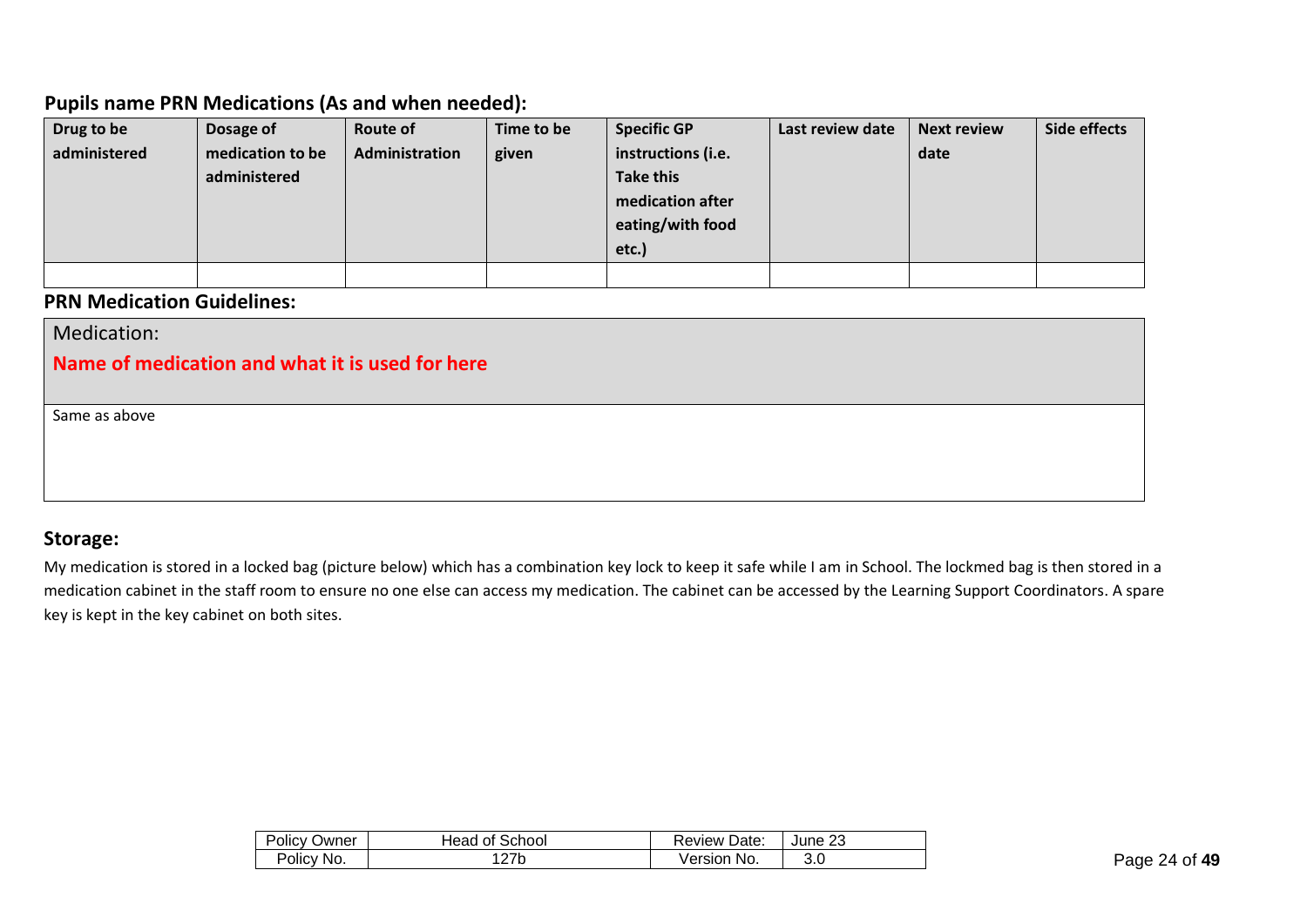## Pupils name PRN Medications (As and when needed):

| Drug to be administered | Dosage of medication to be administered | Route of Administration | Time to be given | Specific GP instructions (i.e. Take this medication after eating/with food etc.) | Last review date | Next review date | Side effects |
|---|---|---|---|---|---|---|---|
| | | | | | | | |

## PRN Medication Guidelines:

| Medication: **Name of medication and what it is used for here** |
|---|
| Same as above |

## Storage:

My medication is stored in a locked bag (picture below) which has a combination key lock to keep it safe while I am in School. The lockmed bag is then stored in a medication cabinet in the staff room to ensure no one else can access my medication. The cabinet can be accessed by the Learning Support Coordinators. A spare key is kept in the key cabinet on both sites.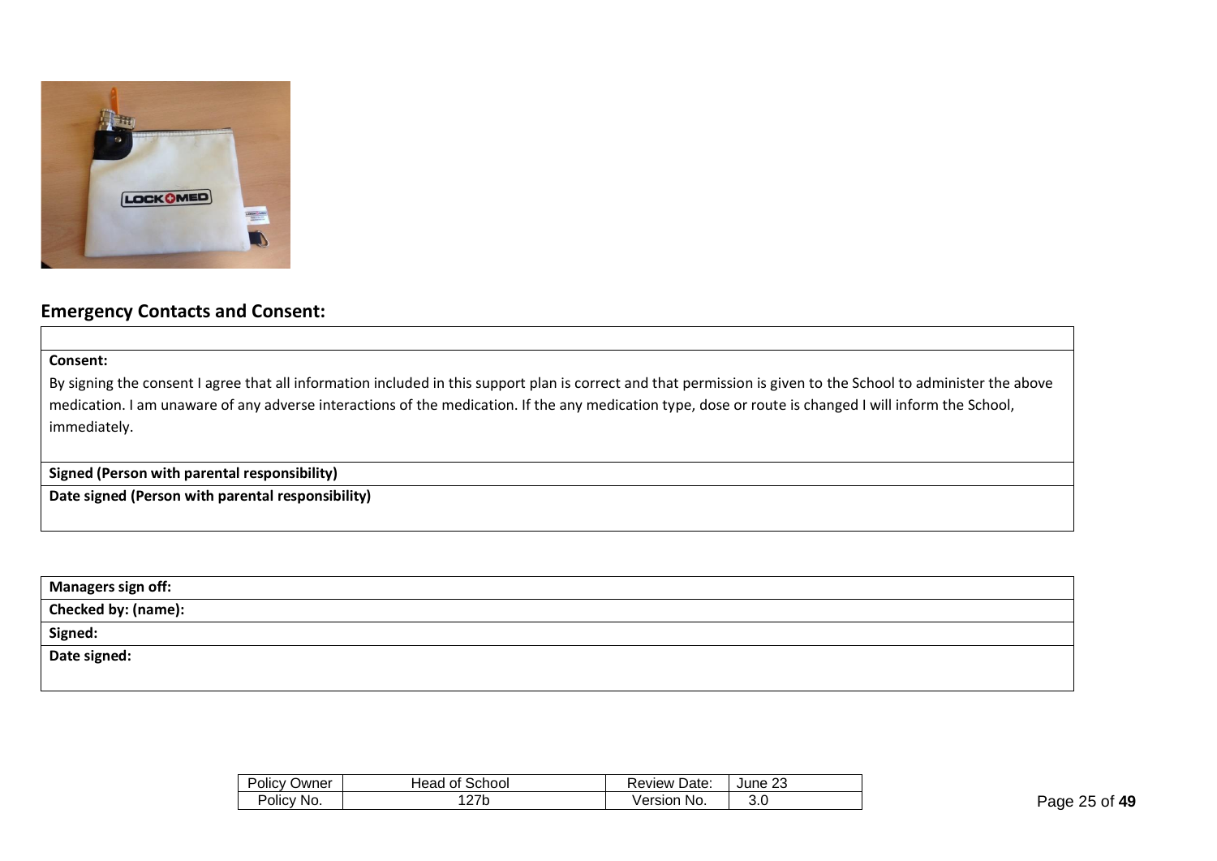## Emergency Contacts and Consent:

| |
|---|
| **Consent:**<br>By signing the consent I agree that all information included in this support plan is correct and that permission is given to the School to administer the above medication. I am unaware of any adverse interactions of the medication. If the any medication type, dose or route is changed I will inform the School, immediately. |
| **Signed (Person with parental responsibility)** |
| **Date signed (Person with parental responsibility)** |

| **Managers sign off:** |
|---|
| **Checked by: (name):** |
| **Signed:** |
| **Date signed:** |

| Policy Owner | Head of School | Review Date: | June 23 |
|---|---|---|---|
| Policy No. | 127b | Version No. | 3.0 |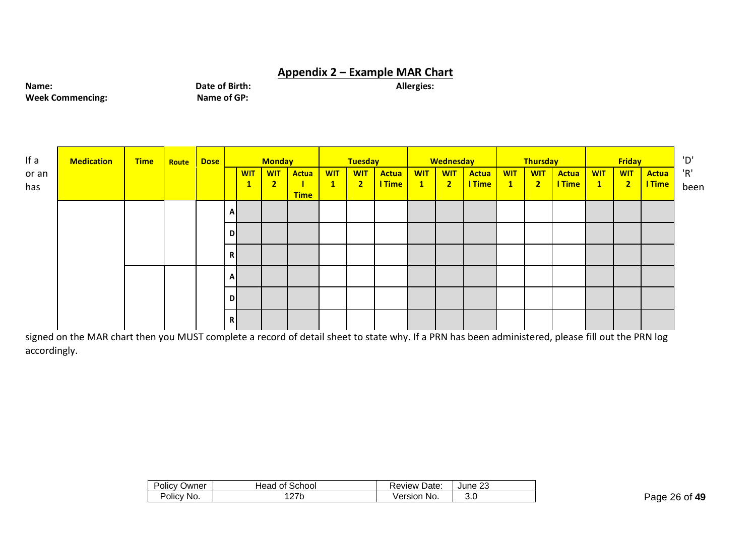## Appendix 2 – Example MAR Chart

**Name:** **Date of Birth:** **Allergies:**

**Week Commencing:** **Name of GP:**

| Medication | Time | Route | Dose | | Monday | | | Tuesday | | | Wednesday | | | Thursday | | | Friday | | |
|---|---|---|---|---|---|---|---|---|---|---|---|---|---|---|---|---|---|---|---|
| | | | | | WIT 1 | WIT 2 | Actual Time | WIT 1 | WIT 2 | Actual Time | WIT 1 | WIT 2 | Actual Time | WIT 1 | WIT 2 | Actual Time | WIT 1 | WIT 2 | Actual Time |
| | | | | A | | | | | | | | | | | | | | | |
| | | | | D | | | | | | | | | | | | | | | |
| | | | | R | | | | | | | | | | | | | | | |
| | | | | A | | | | | | | | | | | | | | | |
| | | | | D | | | | | | | | | | | | | | | |
| | | | | R | | | | | | | | | | | | | | | |

If a 'D' or an 'R' has been signed on the MAR chart then you MUST complete a record of detail sheet to state why. If a PRN has been administered, please fill out the PRN log accordingly.

| Policy Owner | Head of School | Review Date: | June 23 |
|---|---|---|---|
| Policy No. | 127b | Version No. | 3.0 |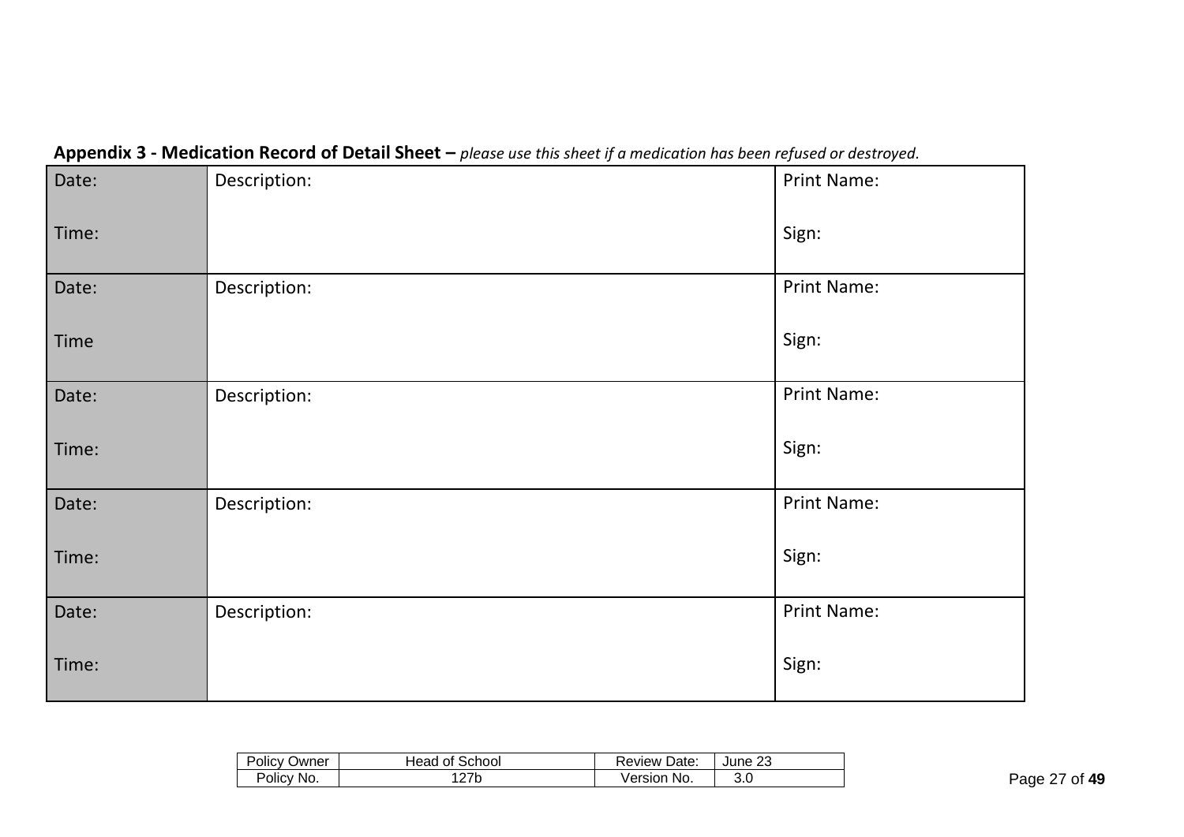**Appendix 3 - Medication Record of Detail Sheet –** *please use this sheet if a medication has been refused or destroyed.*

| Date:<br><br>Time: | Description: | Print Name:<br><br>Sign: |
|---|---|---|
| Date:<br><br>Time | Description: | Print Name:<br><br>Sign: |
| Date:<br><br>Time: | Description: | Print Name:<br><br>Sign: |
| Date:<br><br>Time: | Description: | Print Name:<br><br>Sign: |
| Date:<br><br>Time: | Description: | Print Name:<br><br>Sign: |

| Policy Owner | Head of School | Review Date: | June 23 |
|---|---|---|---|
| Policy No. | 127b | Version No. | 3.0 |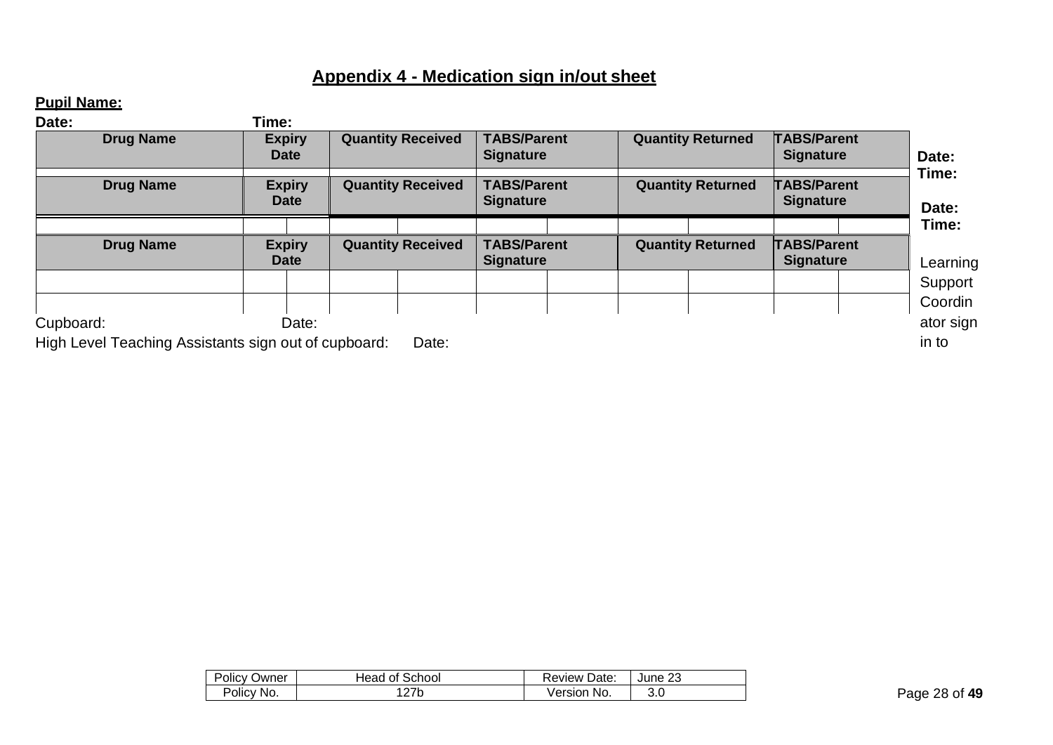## Appendix 4 - Medication sign in/out sheet

**Pupil Name:**

**Date:** **Time:**

| Drug Name | Expiry Date | | Quantity Received | | TABS/Parent Signature | | Quantity Returned | | TABS/Parent Signature | |
|---|---|---|---|---|---|---|---|---|---|---|
| | | | | | | | | | | |

**Date:**
**Time:**

| Drug Name | Expiry Date | | Quantity Received | | TABS/Parent Signature | | Quantity Returned | | TABS/Parent Signature | |
|---|---|---|---|---|---|---|---|---|---|---|
| | | | | | | | | | | |

**Date:**
**Time:**

| Drug Name | Expiry Date | | Quantity Received | | TABS/Parent Signature | | Quantity Returned | | TABS/Parent Signature | |
|---|---|---|---|---|---|---|---|---|---|---|
| | | | | | | | | | | |
| | | | | | | | | | | |

Learning Support Coordinator sign in to Cupboard: Date:

High Level Teaching Assistants sign out of cupboard: Date:

| Policy Owner | Head of School | Review Date: | June 23 |
|---|---|---|---|
| Policy No. | 127b | Version No. | 3.0 |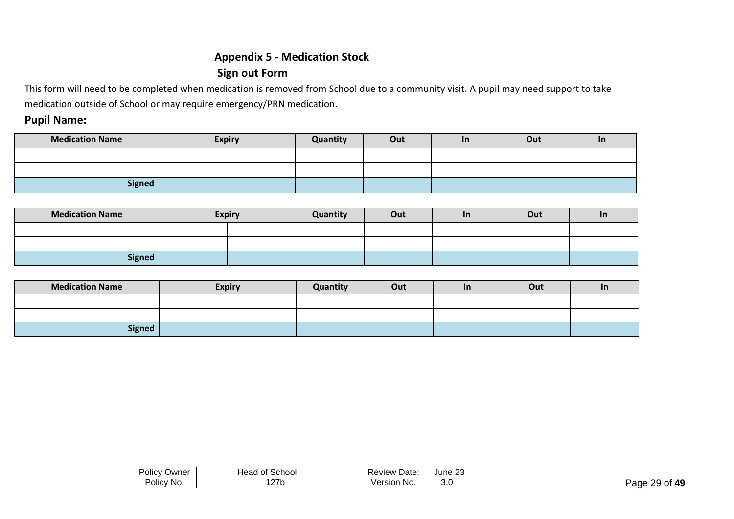## Appendix 5 - Medication Stock

## Sign out Form

This form will need to be completed when medication is removed from School due to a community visit. A pupil may need support to take medication outside of School or may require emergency/PRN medication.

**Pupil Name:**

| Medication Name | Expiry | | Quantity | Out | In | Out | In |
|---|---|---|---|---|---|---|---|
| | | | | | | | |
| | | | | | | | |
| **Signed** | | | | | | | |

| Medication Name | Expiry | | Quantity | Out | In | Out | In |
|---|---|---|---|---|---|---|---|
| | | | | | | | |
| | | | | | | | |
| **Signed** | | | | | | | |

| Medication Name | Expiry | | Quantity | Out | In | Out | In |
|---|---|---|---|---|---|---|---|
| | | | | | | | |
| | | | | | | | |
| **Signed** | | | | | | | |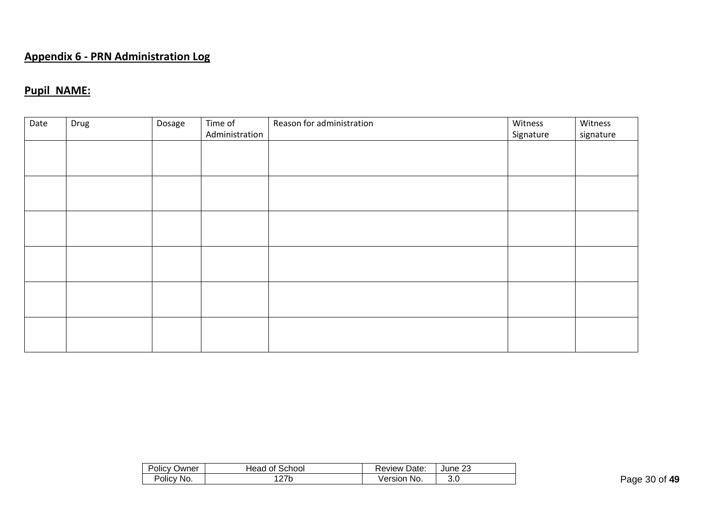**Appendix 6 - PRN Administration Log**

**Pupil NAME:**

| Date | Drug | Dosage | Time of Administration | Reason for administration | Witness Signature | Witness signature |
|---|---|---|---|---|---|---|
| | | | | | | |
| | | | | | | |
| | | | | | | |
| | | | | | | |
| | | | | | | |
| | | | | | | |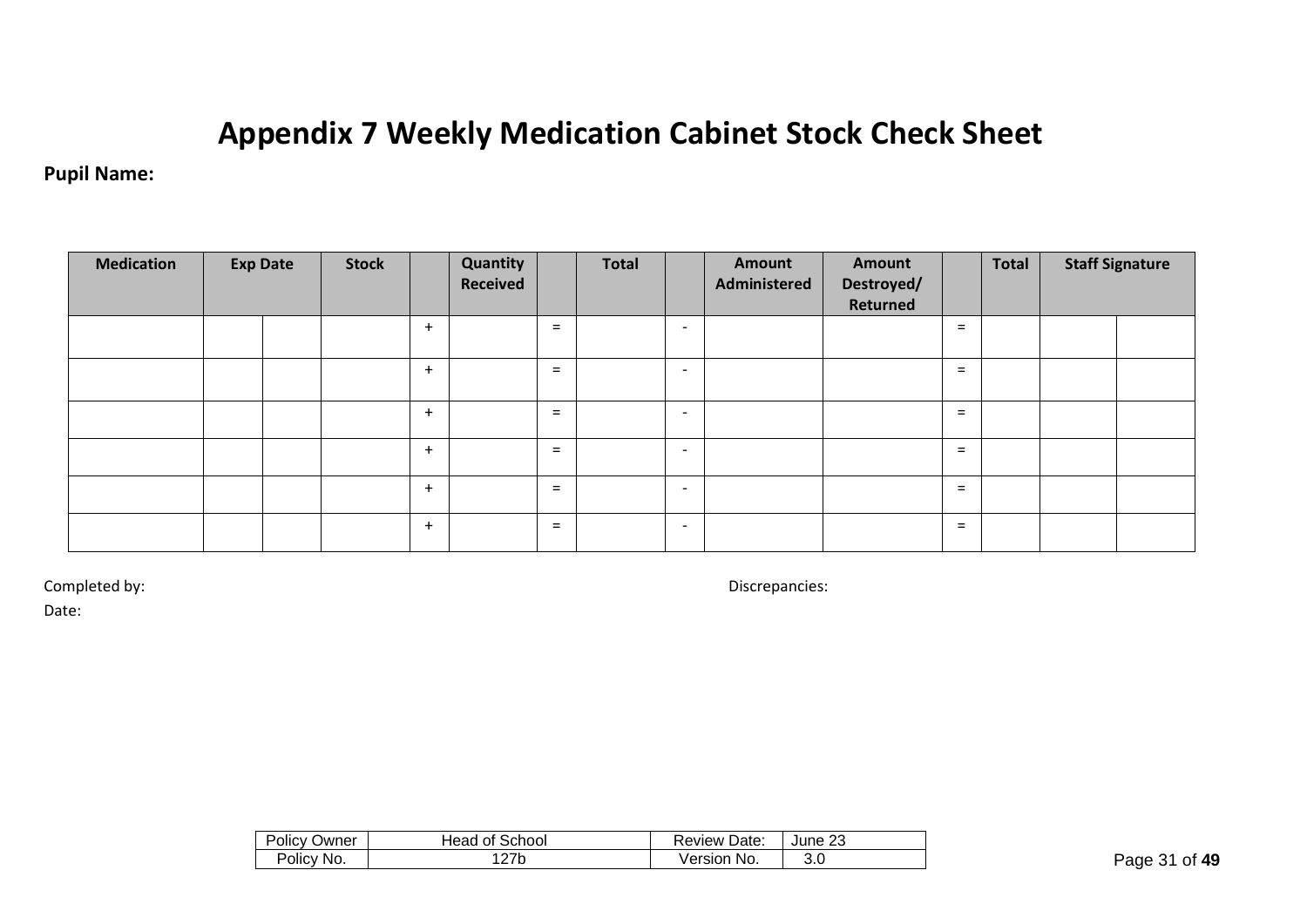# Appendix 7 Weekly Medication Cabinet Stock Check Sheet

**Pupil Name:**

| Medication | Exp Date | | Stock | | Quantity Received | | Total | | Amount Administered | Amount Destroyed/ Returned | | Total | Staff Signature | |
|---|---|---|---|---|---|---|---|---|---|---|---|---|---|---|
| | | | | + | | = | | - | | | = | | | |
| | | | | + | | = | | - | | | = | | | |
| | | | | + | | = | | - | | | = | | | |
| | | | | + | | = | | - | | | = | | | |
| | | | | + | | = | | - | | | = | | | |
| | | | | + | | = | | - | | | = | | | |

Completed by:

Date:

Discrepancies: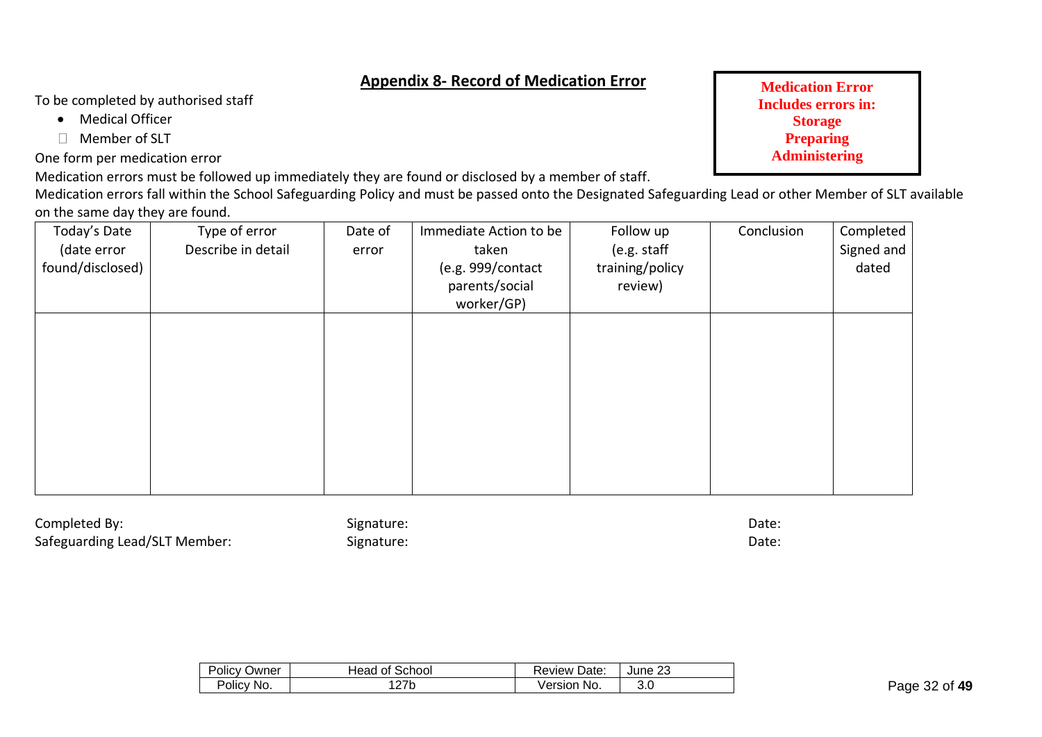## Appendix 8- Record of Medication Error

**Medication Error Includes errors in:**
**Storage**
**Preparing**
**Administering**

To be completed by authorised staff

- Medical Officer
- Member of SLT

One form per medication error

Medication errors must be followed up immediately they are found or disclosed by a member of staff.

Medication errors fall within the School Safeguarding Policy and must be passed onto the Designated Safeguarding Lead or other Member of SLT available on the same day they are found.

| Today's Date (date error found/disclosed) | Type of error Describe in detail | Date of error | Immediate Action to be taken (e.g. 999/contact parents/social worker/GP) | Follow up (e.g. staff training/policy review) | Conclusion | Completed Signed and dated |
|---|---|---|---|---|---|---|
| | | | | | | |

Completed By: Signature: Date:

Safeguarding Lead/SLT Member: Signature: Date:

| Policy Owner | Head of School | Review Date: | June 23 |
|---|---|---|---|
| Policy No. | 127b | Version No. | 3.0 |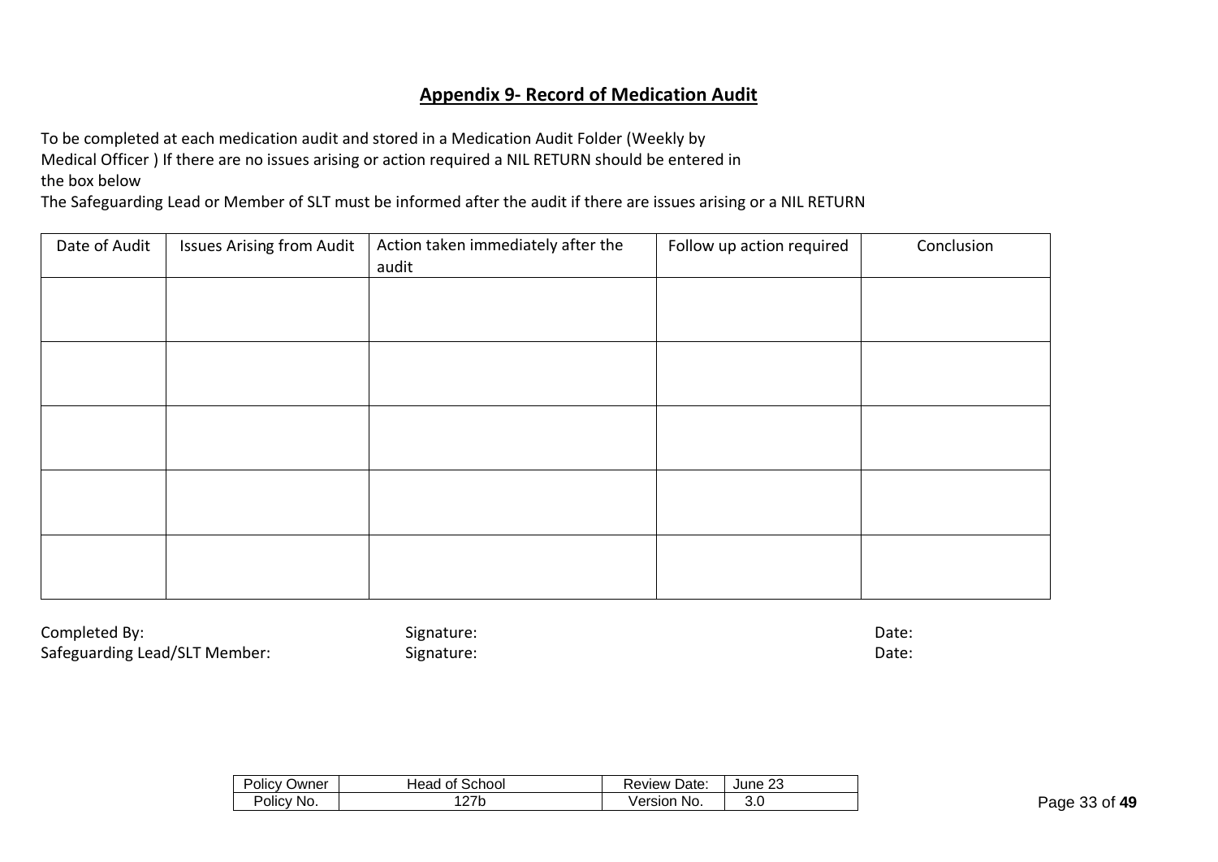## Appendix 9- Record of Medication Audit

To be completed at each medication audit and stored in a Medication Audit Folder (Weekly by Medical Officer ) If there are no issues arising or action required a NIL RETURN should be entered in the box below

The Safeguarding Lead or Member of SLT must be informed after the audit if there are issues arising or a NIL RETURN

| Date of Audit | Issues Arising from Audit | Action taken immediately after the audit | Follow up action required | Conclusion |
|---|---|---|---|---|
| | | | | |
| | | | | |
| | | | | |
| | | | | |
| | | | | |

Completed By: Signature: Date:

Safeguarding Lead/SLT Member: Signature: Date:

| Policy Owner | Head of School | Review Date: | June 23 |
|---|---|---|---|
| Policy No. | 127b | Version No. | 3.0 |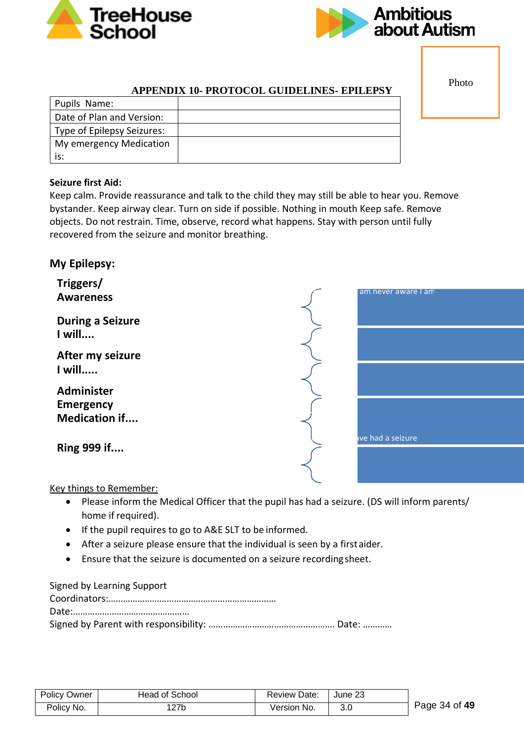**APPENDIX 10- PROTOCOL GUIDELINES- EPILEPSY**

Photo

| Pupils Name: | |
|---|---|
| Date of Plan and Version: | |
| Type of Epilepsy Seizures: | |
| My emergency Medication is: | |

**Seizure first Aid:**
Keep calm. Provide reassurance and talk to the child they may still be able to hear you. Remove bystander. Keep airway clear. Turn on side if possible. Nothing in mouth Keep safe. Remove objects. Do not restrain. Time, observe, record what happens. Stay with person until fully recovered from the seizure and monitor breathing.

## My Epilepsy:

| | |
|---|---|
| **Triggers/ Awareness** | am never aware I am |
| **During a Seizure I will....** | |
| **After my seizure I will.....** | |
| **Administer Emergency Medication if....** | ave had a seizure |
| **Ring 999 if....** | |

Key things to Remember:

- Please inform the Medical Officer that the pupil has had a seizure. (DS will inform parents/ home if required).
- If the pupil requires to go to A&E SLT to be informed.
- After a seizure please ensure that the individual is seen by a first aider.
- Ensure that the seizure is documented on a seizure recording sheet.

Signed by Learning Support Coordinators:……………………………………………………………
Date:…………………………………………
Signed by Parent with responsibility: …………………………………………… Date: …………

| Policy Owner | Head of School | Review Date: | June 23 |
|---|---|---|---|
| Policy No. | 127b | Version No. | 3.0 |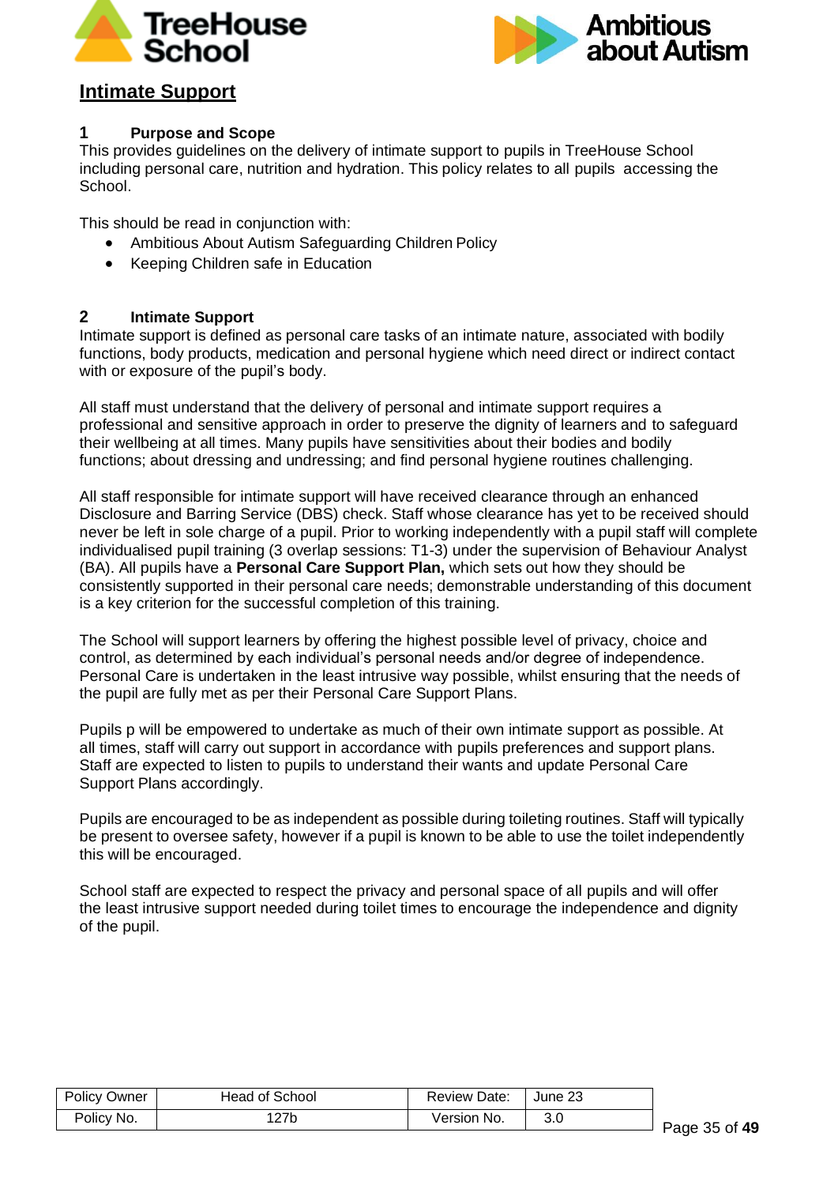# Intimate Support

## 1 Purpose and Scope

This provides guidelines on the delivery of intimate support to pupils in TreeHouse School including personal care, nutrition and hydration. This policy relates to all pupils accessing the School.

This should be read in conjunction with:

- Ambitious About Autism Safeguarding Children Policy
- Keeping Children safe in Education

## 2 Intimate Support

Intimate support is defined as personal care tasks of an intimate nature, associated with bodily functions, body products, medication and personal hygiene which need direct or indirect contact with or exposure of the pupil's body.

All staff must understand that the delivery of personal and intimate support requires a professional and sensitive approach in order to preserve the dignity of learners and to safeguard their wellbeing at all times. Many pupils have sensitivities about their bodies and bodily functions; about dressing and undressing; and find personal hygiene routines challenging.

All staff responsible for intimate support will have received clearance through an enhanced Disclosure and Barring Service (DBS) check. Staff whose clearance has yet to be received should never be left in sole charge of a pupil. Prior to working independently with a pupil staff will complete individualised pupil training (3 overlap sessions: T1-3) under the supervision of Behaviour Analyst (BA). All pupils have a **Personal Care Support Plan,** which sets out how they should be consistently supported in their personal care needs; demonstrable understanding of this document is a key criterion for the successful completion of this training.

The School will support learners by offering the highest possible level of privacy, choice and control, as determined by each individual's personal needs and/or degree of independence. Personal Care is undertaken in the least intrusive way possible, whilst ensuring that the needs of the pupil are fully met as per their Personal Care Support Plans.

Pupils p will be empowered to undertake as much of their own intimate support as possible. At all times, staff will carry out support in accordance with pupils preferences and support plans. Staff are expected to listen to pupils to understand their wants and update Personal Care Support Plans accordingly.

Pupils are encouraged to be as independent as possible during toileting routines. Staff will typically be present to oversee safety, however if a pupil is known to be able to use the toilet independently this will be encouraged.

School staff are expected to respect the privacy and personal space of all pupils and will offer the least intrusive support needed during toilet times to encourage the independence and dignity of the pupil.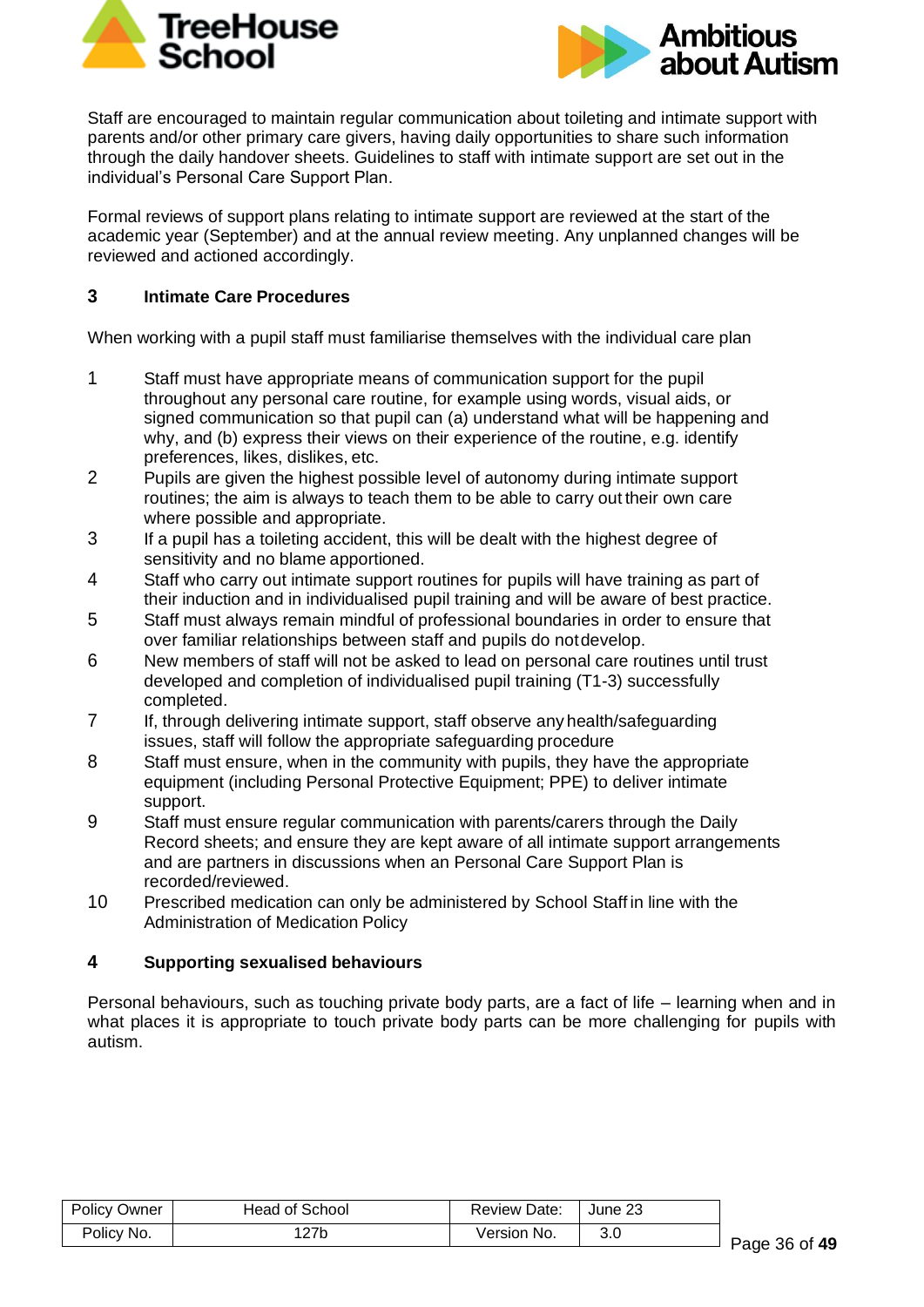Staff are encouraged to maintain regular communication about toileting and intimate support with parents and/or other primary care givers, having daily opportunities to share such information through the daily handover sheets. Guidelines to staff with intimate support are set out in the individual's Personal Care Support Plan.

Formal reviews of support plans relating to intimate support are reviewed at the start of the academic year (September) and at the annual review meeting. Any unplanned changes will be reviewed and actioned accordingly.

## 3 Intimate Care Procedures

When working with a pupil staff must familiarise themselves with the individual care plan

1. Staff must have appropriate means of communication support for the pupil throughout any personal care routine, for example using words, visual aids, or signed communication so that pupil can (a) understand what will be happening and why, and (b) express their views on their experience of the routine, e.g. identify preferences, likes, dislikes, etc.
2. Pupils are given the highest possible level of autonomy during intimate support routines; the aim is always to teach them to be able to carry out their own care where possible and appropriate.
3. If a pupil has a toileting accident, this will be dealt with the highest degree of sensitivity and no blame apportioned.
4. Staff who carry out intimate support routines for pupils will have training as part of their induction and in individualised pupil training and will be aware of best practice.
5. Staff must always remain mindful of professional boundaries in order to ensure that over familiar relationships between staff and pupils do not develop.
6. New members of staff will not be asked to lead on personal care routines until trust developed and completion of individualised pupil training (T1-3) successfully completed.
7. If, through delivering intimate support, staff observe any health/safeguarding issues, staff will follow the appropriate safeguarding procedure
8. Staff must ensure, when in the community with pupils, they have the appropriate equipment (including Personal Protective Equipment; PPE) to deliver intimate support.
9. Staff must ensure regular communication with parents/carers through the Daily Record sheets; and ensure they are kept aware of all intimate support arrangements and are partners in discussions when an Personal Care Support Plan is recorded/reviewed.
10. Prescribed medication can only be administered by School Staff in line with the Administration of Medication Policy

## 4 Supporting sexualised behaviours

Personal behaviours, such as touching private body parts, are a fact of life – learning when and in what places it is appropriate to touch private body parts can be more challenging for pupils with autism.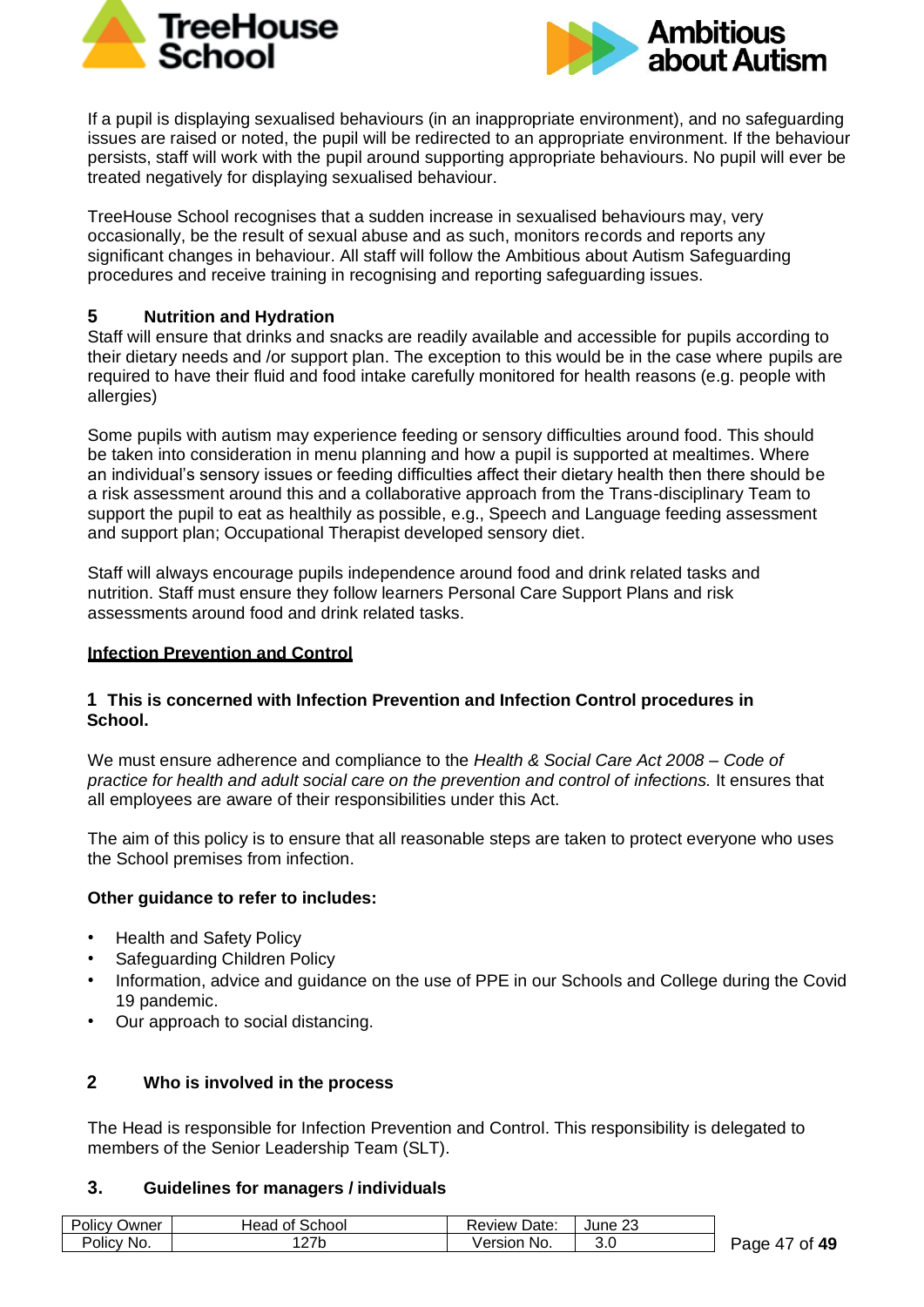If a pupil is displaying sexualised behaviours (in an inappropriate environment), and no safeguarding issues are raised or noted, the pupil will be redirected to an appropriate environment. If the behaviour persists, staff will work with the pupil around supporting appropriate behaviours. No pupil will ever be treated negatively for displaying sexualised behaviour.

TreeHouse School recognises that a sudden increase in sexualised behaviours may, very occasionally, be the result of sexual abuse and as such, monitors records and reports any significant changes in behaviour. All staff will follow the Ambitious about Autism Safeguarding procedures and receive training in recognising and reporting safeguarding issues.

### 5 Nutrition and Hydration

Staff will ensure that drinks and snacks are readily available and accessible for pupils according to their dietary needs and /or support plan. The exception to this would be in the case where pupils are required to have their fluid and food intake carefully monitored for health reasons (e.g. people with allergies)

Some pupils with autism may experience feeding or sensory difficulties around food. This should be taken into consideration in menu planning and how a pupil is supported at mealtimes. Where an individual's sensory issues or feeding difficulties affect their dietary health then there should be a risk assessment around this and a collaborative approach from the Trans-disciplinary Team to support the pupil to eat as healthily as possible, e.g., Speech and Language feeding assessment and support plan; Occupational Therapist developed sensory diet.

Staff will always encourage pupils independence around food and drink related tasks and nutrition. Staff must ensure they follow learners Personal Care Support Plans and risk assessments around food and drink related tasks.

## Infection Prevention and Control

### 1 This is concerned with Infection Prevention and Infection Control procedures in School.

We must ensure adherence and compliance to the *Health & Social Care Act 2008 – Code of practice for health and adult social care on the prevention and control of infections.* It ensures that all employees are aware of their responsibilities under this Act.

The aim of this policy is to ensure that all reasonable steps are taken to protect everyone who uses the School premises from infection.

**Other guidance to refer to includes:**

- Health and Safety Policy
- Safeguarding Children Policy
- Information, advice and guidance on the use of PPE in our Schools and College during the Covid 19 pandemic.
- Our approach to social distancing.

### 2 Who is involved in the process

The Head is responsible for Infection Prevention and Control. This responsibility is delegated to members of the Senior Leadership Team (SLT).

### 3. Guidelines for managers / individuals

| Policy Owner | Head of School | Review Date: | June 23 |
|---|---|---|---|
| Policy No. | 127b | Version No. | 3.0 |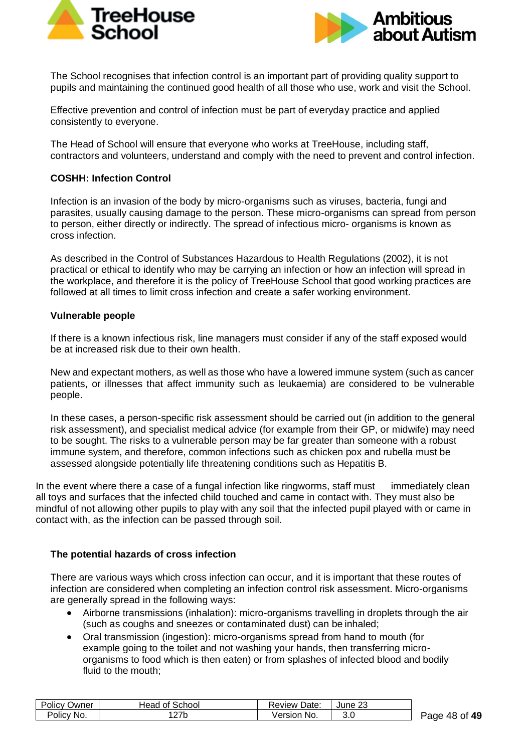The School recognises that infection control is an important part of providing quality support to pupils and maintaining the continued good health of all those who use, work and visit the School.

Effective prevention and control of infection must be part of everyday practice and applied consistently to everyone.

The Head of School will ensure that everyone who works at TreeHouse, including staff, contractors and volunteers, understand and comply with the need to prevent and control infection.

**COSHH: Infection Control**

Infection is an invasion of the body by micro-organisms such as viruses, bacteria, fungi and parasites, usually causing damage to the person. These micro-organisms can spread from person to person, either directly or indirectly. The spread of infectious micro- organisms is known as cross infection.

As described in the Control of Substances Hazardous to Health Regulations (2002), it is not practical or ethical to identify who may be carrying an infection or how an infection will spread in the workplace, and therefore it is the policy of TreeHouse School that good working practices are followed at all times to limit cross infection and create a safer working environment.

**Vulnerable people**

If there is a known infectious risk, line managers must consider if any of the staff exposed would be at increased risk due to their own health.

New and expectant mothers, as well as those who have a lowered immune system (such as cancer patients, or illnesses that affect immunity such as leukaemia) are considered to be vulnerable people.

In these cases, a person-specific risk assessment should be carried out (in addition to the general risk assessment), and specialist medical advice (for example from their GP, or midwife) may need to be sought. The risks to a vulnerable person may be far greater than someone with a robust immune system, and therefore, common infections such as chicken pox and rubella must be assessed alongside potentially life threatening conditions such as Hepatitis B.

In the event where there a case of a fungal infection like ringworms, staff must immediately clean all toys and surfaces that the infected child touched and came in contact with. They must also be mindful of not allowing other pupils to play with any soil that the infected pupil played with or came in contact with, as the infection can be passed through soil.

**The potential hazards of cross infection**

There are various ways which cross infection can occur, and it is important that these routes of infection are considered when completing an infection control risk assessment. Micro-organisms are generally spread in the following ways:

- Airborne transmissions (inhalation): micro-organisms travelling in droplets through the air (such as coughs and sneezes or contaminated dust) can be inhaled;
- Oral transmission (ingestion): micro-organisms spread from hand to mouth (for example going to the toilet and not washing your hands, then transferring micro-organisms to food which is then eaten) or from splashes of infected blood and bodily fluid to the mouth;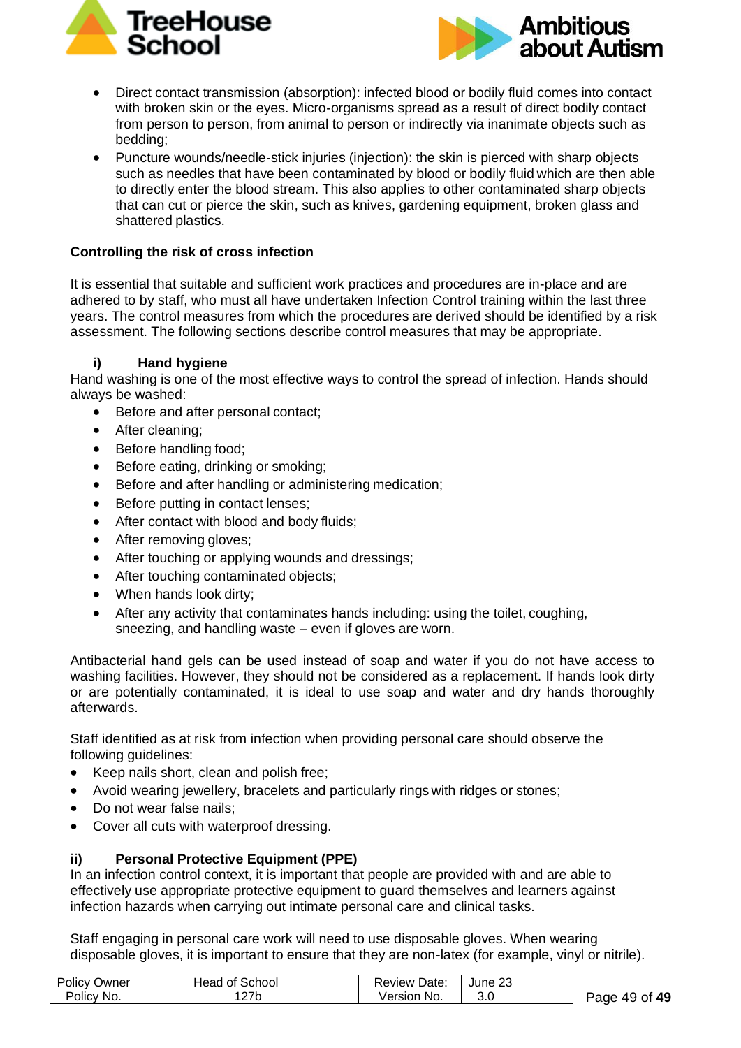- Direct contact transmission (absorption): infected blood or bodily fluid comes into contact with broken skin or the eyes. Micro-organisms spread as a result of direct bodily contact from person to person, from animal to person or indirectly via inanimate objects such as bedding;
- Puncture wounds/needle-stick injuries (injection): the skin is pierced with sharp objects such as needles that have been contaminated by blood or bodily fluid which are then able to directly enter the blood stream. This also applies to other contaminated sharp objects that can cut or pierce the skin, such as knives, gardening equipment, broken glass and shattered plastics.

**Controlling the risk of cross infection**

It is essential that suitable and sufficient work practices and procedures are in-place and are adhered to by staff, who must all have undertaken Infection Control training within the last three years. The control measures from which the procedures are derived should be identified by a risk assessment. The following sections describe control measures that may be appropriate.

**i) Hand hygiene**

Hand washing is one of the most effective ways to control the spread of infection. Hands should always be washed:

- Before and after personal contact;
- After cleaning;
- Before handling food;
- Before eating, drinking or smoking;
- Before and after handling or administering medication;
- Before putting in contact lenses;
- After contact with blood and body fluids;
- After removing gloves;
- After touching or applying wounds and dressings;
- After touching contaminated objects;
- When hands look dirty;
- After any activity that contaminates hands including: using the toilet, coughing, sneezing, and handling waste – even if gloves are worn.

Antibacterial hand gels can be used instead of soap and water if you do not have access to washing facilities. However, they should not be considered as a replacement. If hands look dirty or are potentially contaminated, it is ideal to use soap and water and dry hands thoroughly afterwards.

Staff identified as at risk from infection when providing personal care should observe the following guidelines:

- Keep nails short, clean and polish free;
- Avoid wearing jewellery, bracelets and particularly rings with ridges or stones;
- Do not wear false nails;
- Cover all cuts with waterproof dressing.

**ii) Personal Protective Equipment (PPE)**

In an infection control context, it is important that people are provided with and are able to effectively use appropriate protective equipment to guard themselves and learners against infection hazards when carrying out intimate personal care and clinical tasks.

Staff engaging in personal care work will need to use disposable gloves. When wearing disposable gloves, it is important to ensure that they are non-latex (for example, vinyl or nitrile).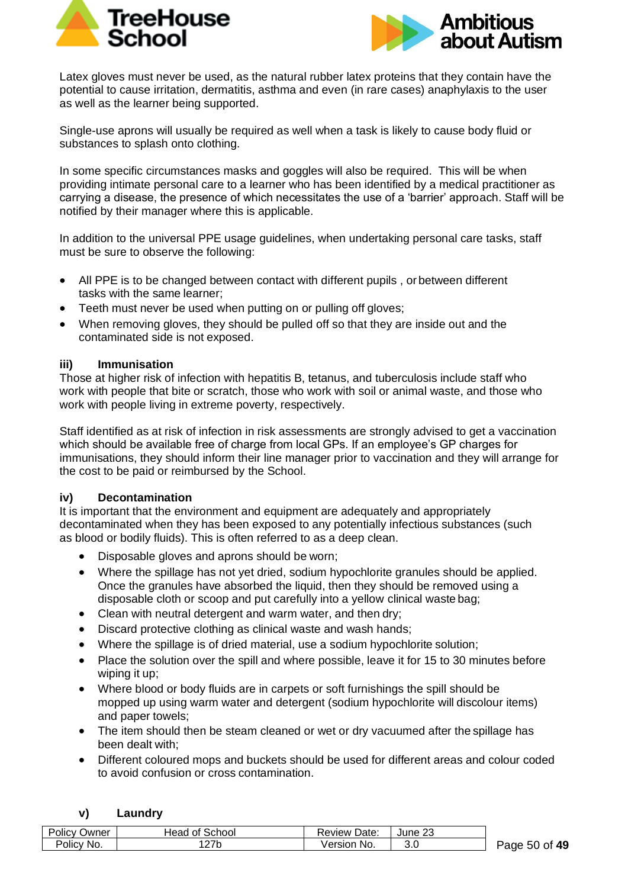Latex gloves must never be used, as the natural rubber latex proteins that they contain have the potential to cause irritation, dermatitis, asthma and even (in rare cases) anaphylaxis to the user as well as the learner being supported.

Single-use aprons will usually be required as well when a task is likely to cause body fluid or substances to splash onto clothing.

In some specific circumstances masks and goggles will also be required. This will be when providing intimate personal care to a learner who has been identified by a medical practitioner as carrying a disease, the presence of which necessitates the use of a 'barrier' approach. Staff will be notified by their manager where this is applicable.

In addition to the universal PPE usage guidelines, when undertaking personal care tasks, staff must be sure to observe the following:

- All PPE is to be changed between contact with different pupils , or between different tasks with the same learner;
- Teeth must never be used when putting on or pulling off gloves;
- When removing gloves, they should be pulled off so that they are inside out and the contaminated side is not exposed.

### iii) Immunisation

Those at higher risk of infection with hepatitis B, tetanus, and tuberculosis include staff who work with people that bite or scratch, those who work with soil or animal waste, and those who work with people living in extreme poverty, respectively.

Staff identified as at risk of infection in risk assessments are strongly advised to get a vaccination which should be available free of charge from local GPs. If an employee's GP charges for immunisations, they should inform their line manager prior to vaccination and they will arrange for the cost to be paid or reimbursed by the School.

### iv) Decontamination

It is important that the environment and equipment are adequately and appropriately decontaminated when they has been exposed to any potentially infectious substances (such as blood or bodily fluids). This is often referred to as a deep clean.

- Disposable gloves and aprons should be worn;
- Where the spillage has not yet dried, sodium hypochlorite granules should be applied. Once the granules have absorbed the liquid, then they should be removed using a disposable cloth or scoop and put carefully into a yellow clinical waste bag;
- Clean with neutral detergent and warm water, and then dry;
- Discard protective clothing as clinical waste and wash hands;
- Where the spillage is of dried material, use a sodium hypochlorite solution;
- Place the solution over the spill and where possible, leave it for 15 to 30 minutes before wiping it up;
- Where blood or body fluids are in carpets or soft furnishings the spill should be mopped up using warm water and detergent (sodium hypochlorite will discolour items) and paper towels;
- The item should then be steam cleaned or wet or dry vacuumed after the spillage has been dealt with;
- Different coloured mops and buckets should be used for different areas and colour coded to avoid confusion or cross contamination.

### v) Laundry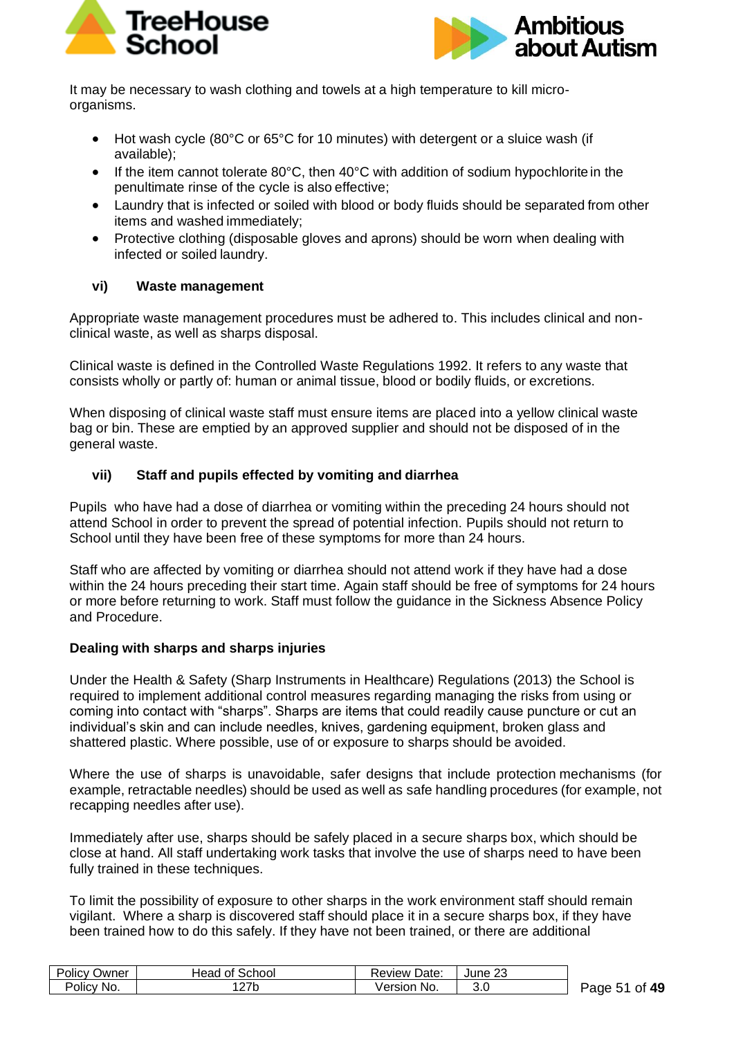It may be necessary to wash clothing and towels at a high temperature to kill micro-organisms.

- Hot wash cycle (80°C or 65°C for 10 minutes) with detergent or a sluice wash (if available);
- If the item cannot tolerate 80°C, then 40°C with addition of sodium hypochlorite in the penultimate rinse of the cycle is also effective;
- Laundry that is infected or soiled with blood or body fluids should be separated from other items and washed immediately;
- Protective clothing (disposable gloves and aprons) should be worn when dealing with infected or soiled laundry.

### vi) Waste management

Appropriate waste management procedures must be adhered to. This includes clinical and non-clinical waste, as well as sharps disposal.

Clinical waste is defined in the Controlled Waste Regulations 1992. It refers to any waste that consists wholly or partly of: human or animal tissue, blood or bodily fluids, or excretions.

When disposing of clinical waste staff must ensure items are placed into a yellow clinical waste bag or bin. These are emptied by an approved supplier and should not be disposed of in the general waste.

### vii) Staff and pupils effected by vomiting and diarrhea

Pupils who have had a dose of diarrhea or vomiting within the preceding 24 hours should not attend School in order to prevent the spread of potential infection. Pupils should not return to School until they have been free of these symptoms for more than 24 hours.

Staff who are affected by vomiting or diarrhea should not attend work if they have had a dose within the 24 hours preceding their start time. Again staff should be free of symptoms for 24 hours or more before returning to work. Staff must follow the guidance in the Sickness Absence Policy and Procedure.

**Dealing with sharps and sharps injuries**

Under the Health & Safety (Sharp Instruments in Healthcare) Regulations (2013) the School is required to implement additional control measures regarding managing the risks from using or coming into contact with “sharps”. Sharps are items that could readily cause puncture or cut an individual’s skin and can include needles, knives, gardening equipment, broken glass and shattered plastic. Where possible, use of or exposure to sharps should be avoided.

Where the use of sharps is unavoidable, safer designs that include protection mechanisms (for example, retractable needles) should be used as well as safe handling procedures (for example, not recapping needles after use).

Immediately after use, sharps should be safely placed in a secure sharps box, which should be close at hand. All staff undertaking work tasks that involve the use of sharps need to have been fully trained in these techniques.

To limit the possibility of exposure to other sharps in the work environment staff should remain vigilant. Where a sharp is discovered staff should place it in a secure sharps box, if they have been trained how to do this safely. If they have not been trained, or there are additional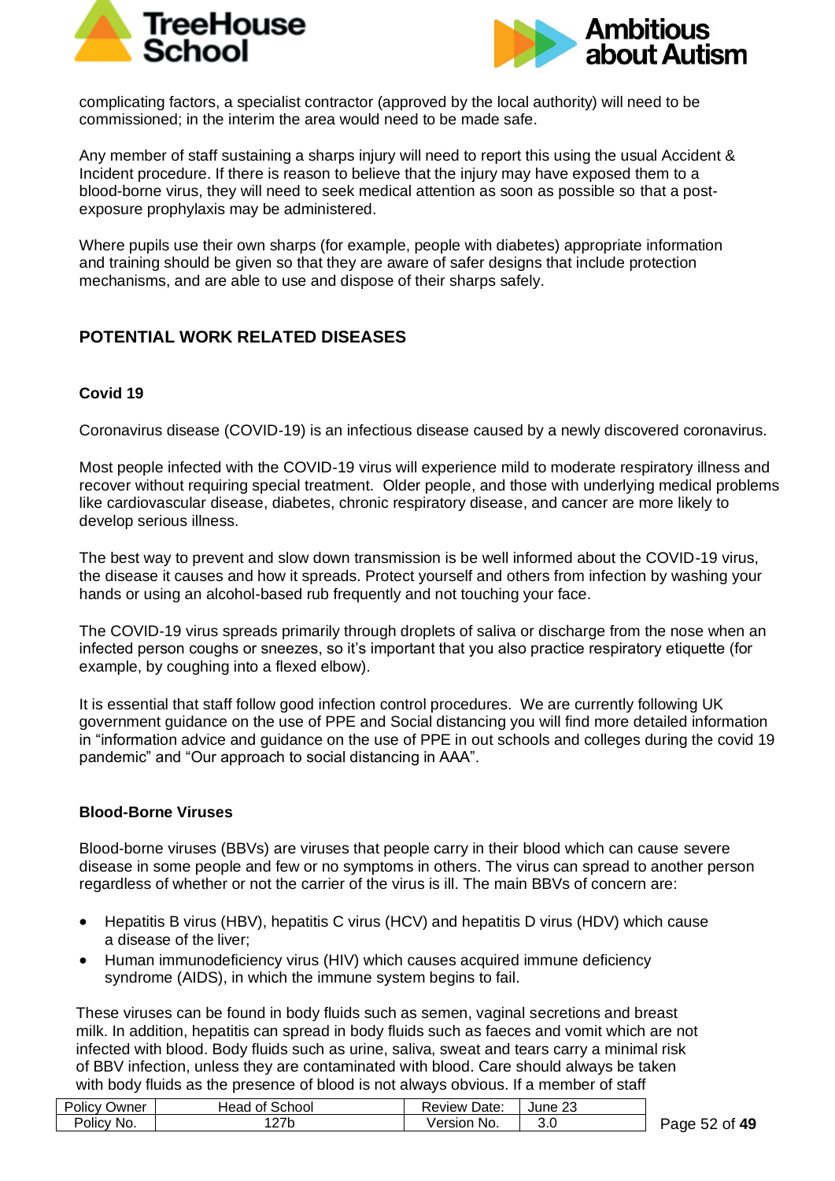complicating factors, a specialist contractor (approved by the local authority) will need to be commissioned; in the interim the area would need to be made safe.

Any member of staff sustaining a sharps injury will need to report this using the usual Accident & Incident procedure. If there is reason to believe that the injury may have exposed them to a blood-borne virus, they will need to seek medical attention as soon as possible so that a post-exposure prophylaxis may be administered.

Where pupils use their own sharps (for example, people with diabetes) appropriate information and training should be given so that they are aware of safer designs that include protection mechanisms, and are able to use and dispose of their sharps safely.

## POTENTIAL WORK RELATED DISEASES

### Covid 19

Coronavirus disease (COVID-19) is an infectious disease caused by a newly discovered coronavirus.

Most people infected with the COVID-19 virus will experience mild to moderate respiratory illness and recover without requiring special treatment. Older people, and those with underlying medical problems like cardiovascular disease, diabetes, chronic respiratory disease, and cancer are more likely to develop serious illness.

The best way to prevent and slow down transmission is be well informed about the COVID-19 virus, the disease it causes and how it spreads. Protect yourself and others from infection by washing your hands or using an alcohol-based rub frequently and not touching your face.

The COVID-19 virus spreads primarily through droplets of saliva or discharge from the nose when an infected person coughs or sneezes, so it's important that you also practice respiratory etiquette (for example, by coughing into a flexed elbow).

It is essential that staff follow good infection control procedures. We are currently following UK government guidance on the use of PPE and Social distancing you will find more detailed information in "information advice and guidance on the use of PPE in out schools and colleges during the covid 19 pandemic" and "Our approach to social distancing in AAA".

### Blood-Borne Viruses

Blood-borne viruses (BBVs) are viruses that people carry in their blood which can cause severe disease in some people and few or no symptoms in others. The virus can spread to another person regardless of whether or not the carrier of the virus is ill. The main BBVs of concern are:

- Hepatitis B virus (HBV), hepatitis C virus (HCV) and hepatitis D virus (HDV) which cause a disease of the liver;
- Human immunodeficiency virus (HIV) which causes acquired immune deficiency syndrome (AIDS), in which the immune system begins to fail.

These viruses can be found in body fluids such as semen, vaginal secretions and breast milk. In addition, hepatitis can spread in body fluids such as faeces and vomit which are not infected with blood. Body fluids such as urine, saliva, sweat and tears carry a minimal risk of BBV infection, unless they are contaminated with blood. Care should always be taken with body fluids as the presence of blood is not always obvious. If a member of staff

| Policy Owner | Head of School | Review Date: | June 23 |
|---|---|---|---|
| Policy No. | 127b | Version No. | 3.0 |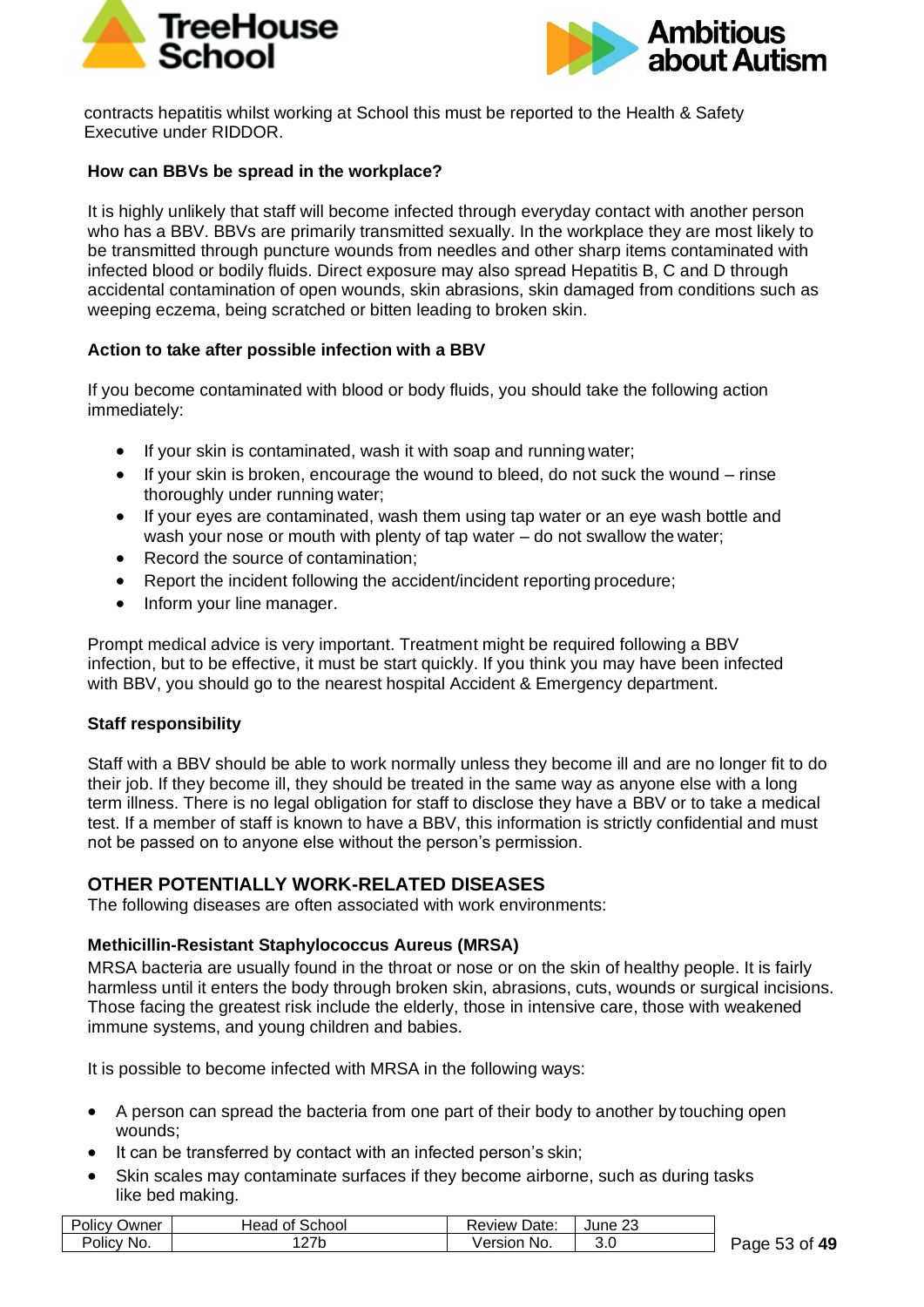contracts hepatitis whilst working at School this must be reported to the Health & Safety Executive under RIDDOR.

**How can BBVs be spread in the workplace?**

It is highly unlikely that staff will become infected through everyday contact with another person who has a BBV. BBVs are primarily transmitted sexually. In the workplace they are most likely to be transmitted through puncture wounds from needles and other sharp items contaminated with infected blood or bodily fluids. Direct exposure may also spread Hepatitis B, C and D through accidental contamination of open wounds, skin abrasions, skin damaged from conditions such as weeping eczema, being scratched or bitten leading to broken skin.

**Action to take after possible infection with a BBV**

If you become contaminated with blood or body fluids, you should take the following action immediately:

- If your skin is contaminated, wash it with soap and running water;
- If your skin is broken, encourage the wound to bleed, do not suck the wound – rinse thoroughly under running water;
- If your eyes are contaminated, wash them using tap water or an eye wash bottle and wash your nose or mouth with plenty of tap water – do not swallow the water;
- Record the source of contamination;
- Report the incident following the accident/incident reporting procedure;
- Inform your line manager.

Prompt medical advice is very important. Treatment might be required following a BBV infection, but to be effective, it must be start quickly. If you think you may have been infected with BBV, you should go to the nearest hospital Accident & Emergency department.

**Staff responsibility**

Staff with a BBV should be able to work normally unless they become ill and are no longer fit to do their job. If they become ill, they should be treated in the same way as anyone else with a long term illness. There is no legal obligation for staff to disclose they have a BBV or to take a medical test. If a member of staff is known to have a BBV, this information is strictly confidential and must not be passed on to anyone else without the person's permission.

## OTHER POTENTIALLY WORK-RELATED DISEASES

The following diseases are often associated with work environments:

**Methicillin-Resistant Staphylococcus Aureus (MRSA)**

MRSA bacteria are usually found in the throat or nose or on the skin of healthy people. It is fairly harmless until it enters the body through broken skin, abrasions, cuts, wounds or surgical incisions. Those facing the greatest risk include the elderly, those in intensive care, those with weakened immune systems, and young children and babies.

It is possible to become infected with MRSA in the following ways:

- A person can spread the bacteria from one part of their body to another by touching open wounds;
- It can be transferred by contact with an infected person's skin;
- Skin scales may contaminate surfaces if they become airborne, such as during tasks like bed making.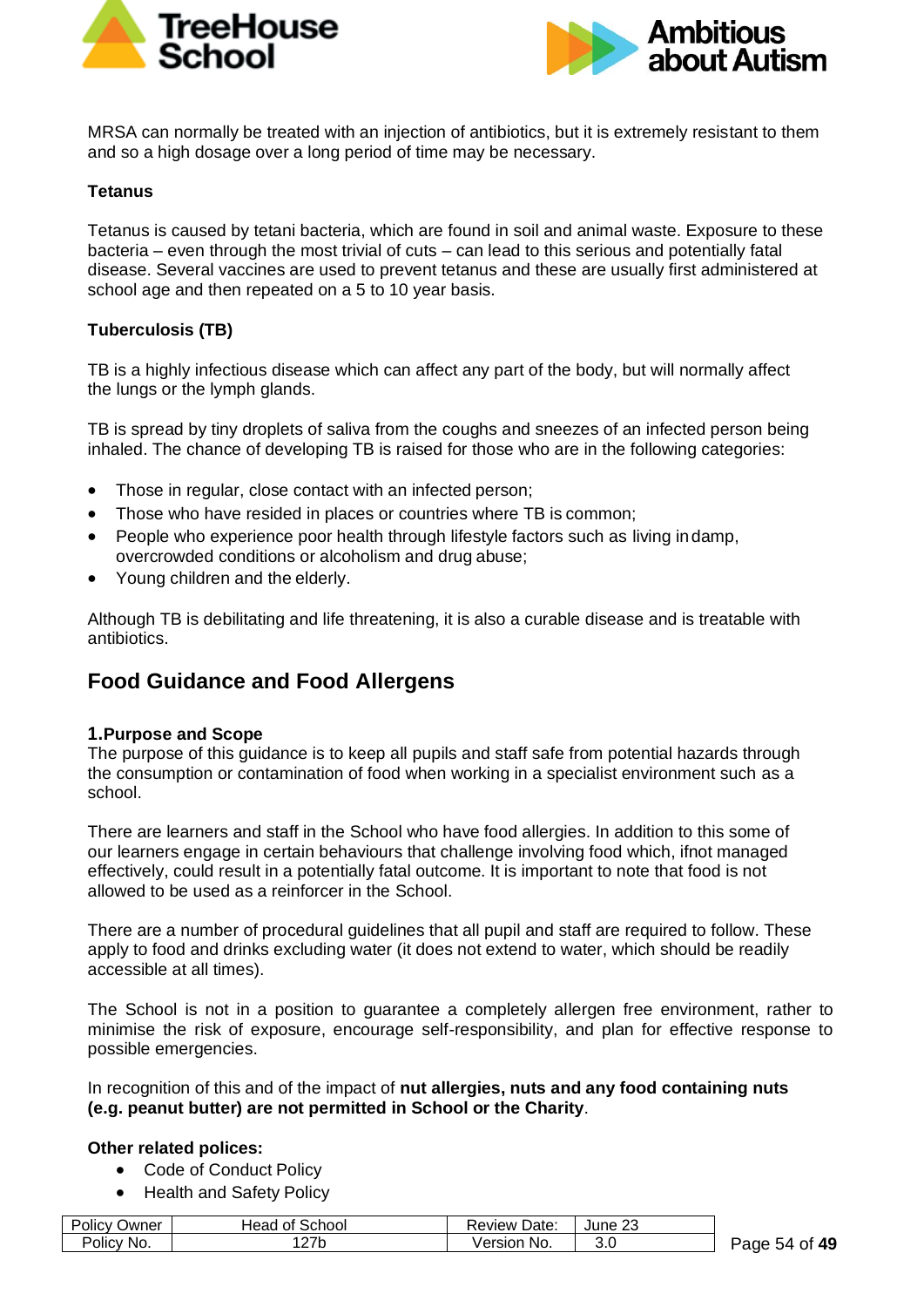MRSA can normally be treated with an injection of antibiotics, but it is extremely resistant to them and so a high dosage over a long period of time may be necessary.

**Tetanus**

Tetanus is caused by tetani bacteria, which are found in soil and animal waste. Exposure to these bacteria – even through the most trivial of cuts – can lead to this serious and potentially fatal disease. Several vaccines are used to prevent tetanus and these are usually first administered at school age and then repeated on a 5 to 10 year basis.

**Tuberculosis (TB)**

TB is a highly infectious disease which can affect any part of the body, but will normally affect the lungs or the lymph glands.

TB is spread by tiny droplets of saliva from the coughs and sneezes of an infected person being inhaled. The chance of developing TB is raised for those who are in the following categories:

- Those in regular, close contact with an infected person;
- Those who have resided in places or countries where TB is common;
- People who experience poor health through lifestyle factors such as living in damp, overcrowded conditions or alcoholism and drug abuse;
- Young children and the elderly.

Although TB is debilitating and life threatening, it is also a curable disease and is treatable with antibiotics.

## Food Guidance and Food Allergens

**1.Purpose and Scope**
The purpose of this guidance is to keep all pupils and staff safe from potential hazards through the consumption or contamination of food when working in a specialist environment such as a school.

There are learners and staff in the School who have food allergies. In addition to this some of our learners engage in certain behaviours that challenge involving food which, ifnot managed effectively, could result in a potentially fatal outcome. It is important to note that food is not allowed to be used as a reinforcer in the School.

There are a number of procedural guidelines that all pupil and staff are required to follow. These apply to food and drinks excluding water (it does not extend to water, which should be readily accessible at all times).

The School is not in a position to guarantee a completely allergen free environment, rather to minimise the risk of exposure, encourage self-responsibility, and plan for effective response to possible emergencies.

In recognition of this and of the impact of **nut allergies, nuts and any food containing nuts (e.g. peanut butter) are not permitted in School or the Charity**.

**Other related polices:**

- Code of Conduct Policy
- Health and Safety Policy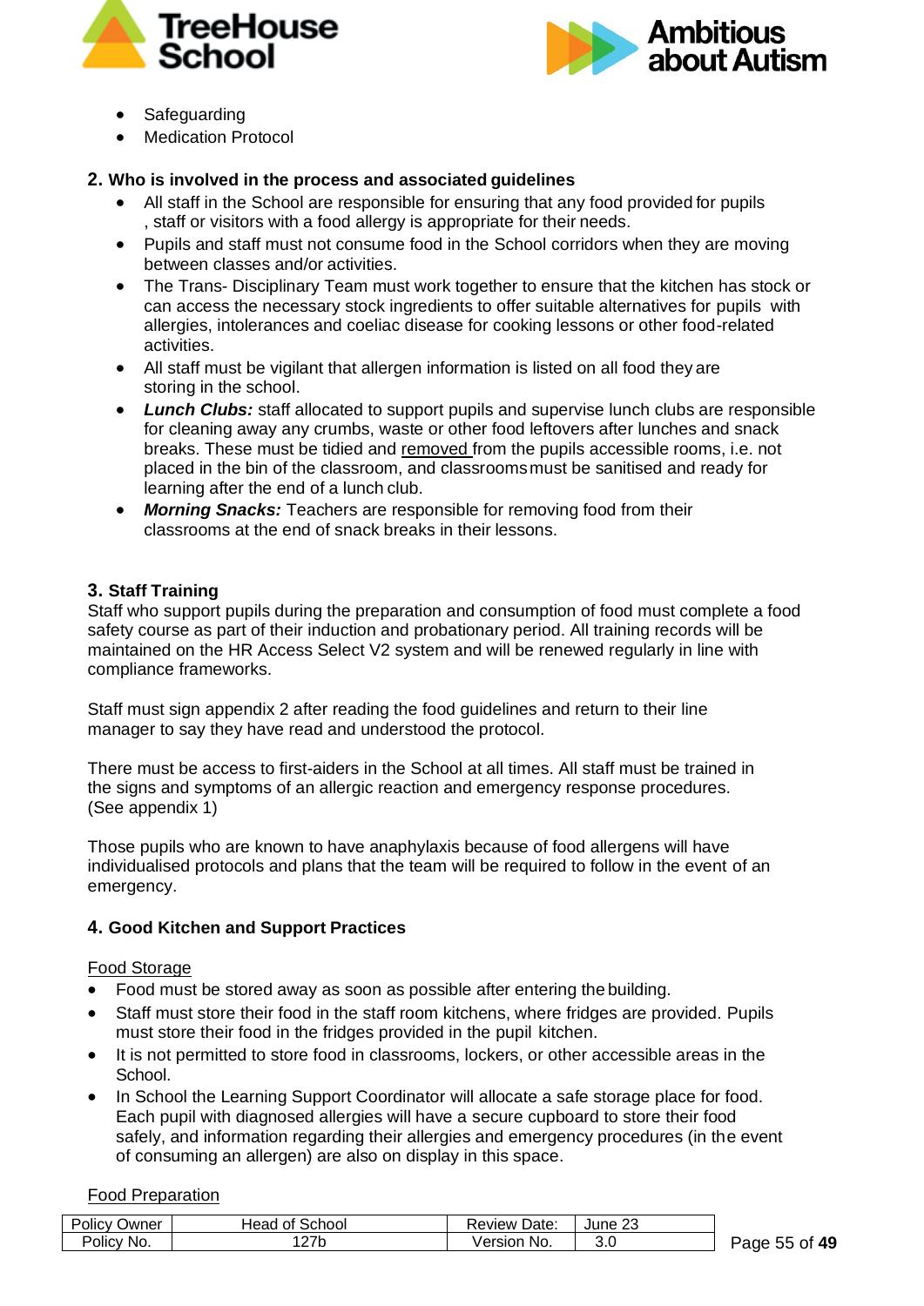- Safeguarding
- Medication Protocol

## 2. Who is involved in the process and associated guidelines

- All staff in the School are responsible for ensuring that any food provided for pupils , staff or visitors with a food allergy is appropriate for their needs.
- Pupils and staff must not consume food in the School corridors when they are moving between classes and/or activities.
- The Trans- Disciplinary Team must work together to ensure that the kitchen has stock or can access the necessary stock ingredients to offer suitable alternatives for pupils with allergies, intolerances and coeliac disease for cooking lessons or other food-related activities.
- All staff must be vigilant that allergen information is listed on all food they are storing in the school.
- ***Lunch Clubs:*** staff allocated to support pupils and supervise lunch clubs are responsible for cleaning away any crumbs, waste or other food leftovers after lunches and snack breaks. These must be tidied and <u>removed</u> from the pupils accessible rooms, i.e. not placed in the bin of the classroom, and classrooms must be sanitised and ready for learning after the end of a lunch club.
- ***Morning Snacks:*** Teachers are responsible for removing food from their classrooms at the end of snack breaks in their lessons.

## 3. Staff Training

Staff who support pupils during the preparation and consumption of food must complete a food safety course as part of their induction and probationary period. All training records will be maintained on the HR Access Select V2 system and will be renewed regularly in line with compliance frameworks.

Staff must sign appendix 2 after reading the food guidelines and return to their line manager to say they have read and understood the protocol.

There must be access to first-aiders in the School at all times. All staff must be trained in the signs and symptoms of an allergic reaction and emergency response procedures. (See appendix 1)

Those pupils who are known to have anaphylaxis because of food allergens will have individualised protocols and plans that the team will be required to follow in the event of an emergency.

## 4. Good Kitchen and Support Practices

<u>Food Storage</u>

- Food must be stored away as soon as possible after entering the building.
- Staff must store their food in the staff room kitchens, where fridges are provided. Pupils must store their food in the fridges provided in the pupil kitchen.
- It is not permitted to store food in classrooms, lockers, or other accessible areas in the School.
- In School the Learning Support Coordinator will allocate a safe storage place for food. Each pupil with diagnosed allergies will have a secure cupboard to store their food safely, and information regarding their allergies and emergency procedures (in the event of consuming an allergen) are also on display in this space.

<u>Food Preparation</u>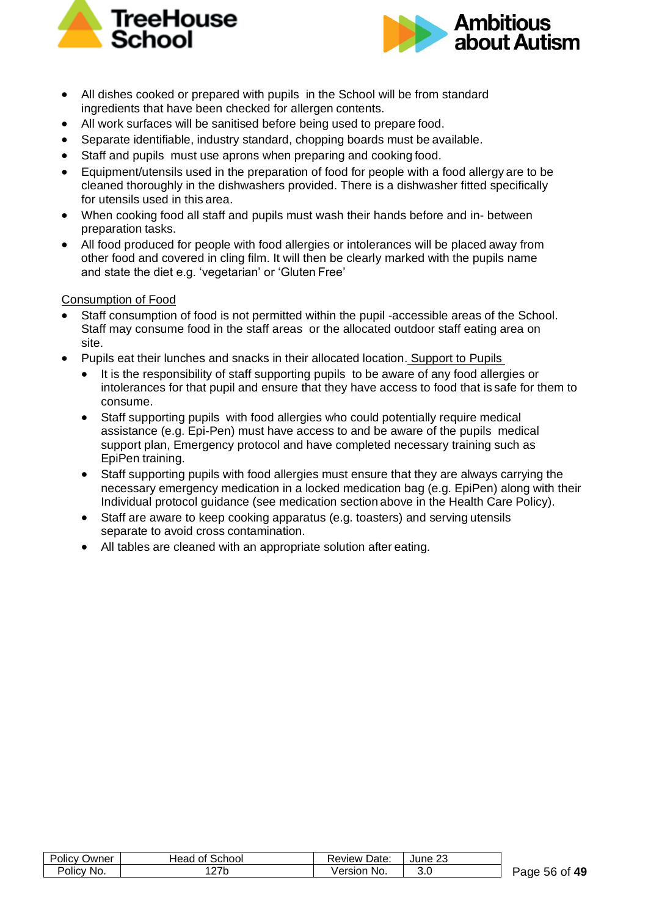- All dishes cooked or prepared with pupils in the School will be from standard ingredients that have been checked for allergen contents.
- All work surfaces will be sanitised before being used to prepare food.
- Separate identifiable, industry standard, chopping boards must be available.
- Staff and pupils must use aprons when preparing and cooking food.
- Equipment/utensils used in the preparation of food for people with a food allergy are to be cleaned thoroughly in the dishwashers provided. There is a dishwasher fitted specifically for utensils used in this area.
- When cooking food all staff and pupils must wash their hands before and in- between preparation tasks.
- All food produced for people with food allergies or intolerances will be placed away from other food and covered in cling film. It will then be clearly marked with the pupils name and state the diet e.g. 'vegetarian' or 'Gluten Free'

<u>Consumption of Food</u>

- Staff consumption of food is not permitted within the pupil -accessible areas of the School. Staff may consume food in the staff areas or the allocated outdoor staff eating area on site.
- Pupils eat their lunches and snacks in their allocated location. <u>Support to Pupils</u>
  - It is the responsibility of staff supporting pupils to be aware of any food allergies or intolerances for that pupil and ensure that they have access to food that is safe for them to consume.
  - Staff supporting pupils with food allergies who could potentially require medical assistance (e.g. Epi-Pen) must have access to and be aware of the pupils medical support plan, Emergency protocol and have completed necessary training such as EpiPen training.
  - Staff supporting pupils with food allergies must ensure that they are always carrying the necessary emergency medication in a locked medication bag (e.g. EpiPen) along with their Individual protocol guidance (see medication section above in the Health Care Policy).
  - Staff are aware to keep cooking apparatus (e.g. toasters) and serving utensils separate to avoid cross contamination.
  - All tables are cleaned with an appropriate solution after eating.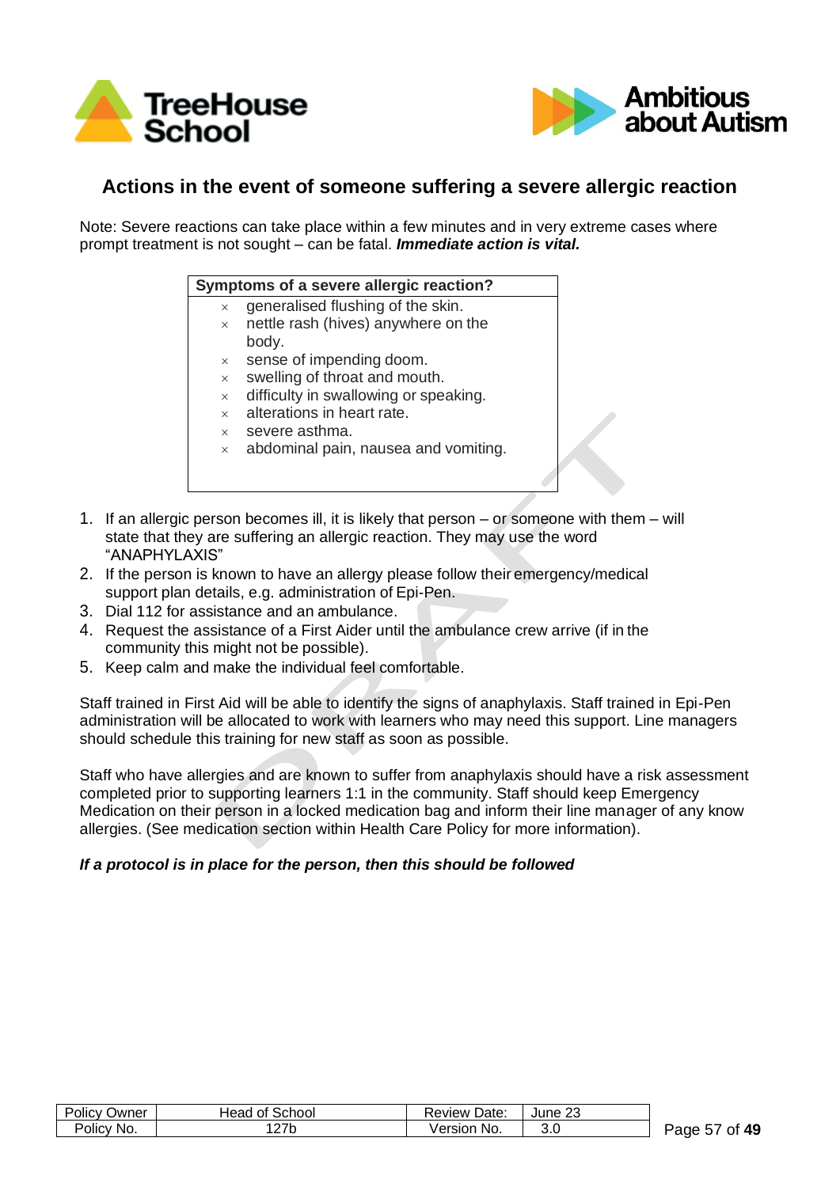## Actions in the event of someone suffering a severe allergic reaction

Note: Severe reactions can take place within a few minutes and in very extreme cases where prompt treatment is not sought – can be fatal. ***Immediate action is vital.***

| **Symptoms of a severe allergic reaction?** |
|---|
| × generalised flushing of the skin.<br>× nettle rash (hives) anywhere on the body.<br>× sense of impending doom.<br>× swelling of throat and mouth.<br>× difficulty in swallowing or speaking.<br>× alterations in heart rate.<br>× severe asthma.<br>× abdominal pain, nausea and vomiting. |

1. If an allergic person becomes ill, it is likely that person – or someone with them – will state that they are suffering an allergic reaction. They may use the word "ANAPHYLAXIS"
2. If the person is known to have an allergy please follow their emergency/medical support plan details, e.g. administration of Epi-Pen.
3. Dial 112 for assistance and an ambulance.
4. Request the assistance of a First Aider until the ambulance crew arrive (if in the community this might not be possible).
5. Keep calm and make the individual feel comfortable.

Staff trained in First Aid will be able to identify the signs of anaphylaxis. Staff trained in Epi-Pen administration will be allocated to work with learners who may need this support. Line managers should schedule this training for new staff as soon as possible.

Staff who have allergies and are known to suffer from anaphylaxis should have a risk assessment completed prior to supporting learners 1:1 in the community. Staff should keep Emergency Medication on their person in a locked medication bag and inform their line manager of any know allergies. (See medication section within Health Care Policy for more information).

***If a protocol is in place for the person, then this should be followed***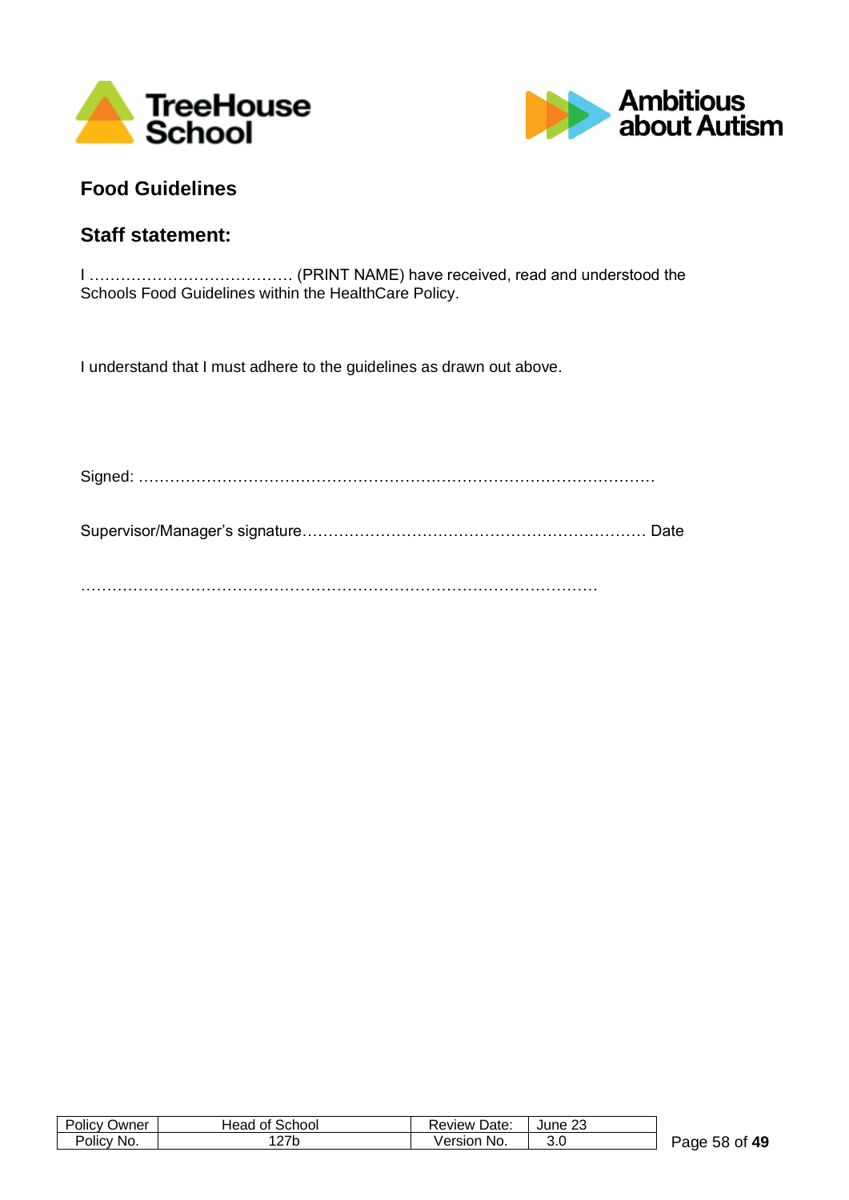## Food Guidelines

### Staff statement:

I ………………………………… (PRINT NAME) have received, read and understood the Schools Food Guidelines within the HealthCare Policy.

I understand that I must adhere to the guidelines as drawn out above.

Signed: ………………………………………………………………………………………

Supervisor/Manager's signature………………………………………………………… Date

……………………………………………………………………………………